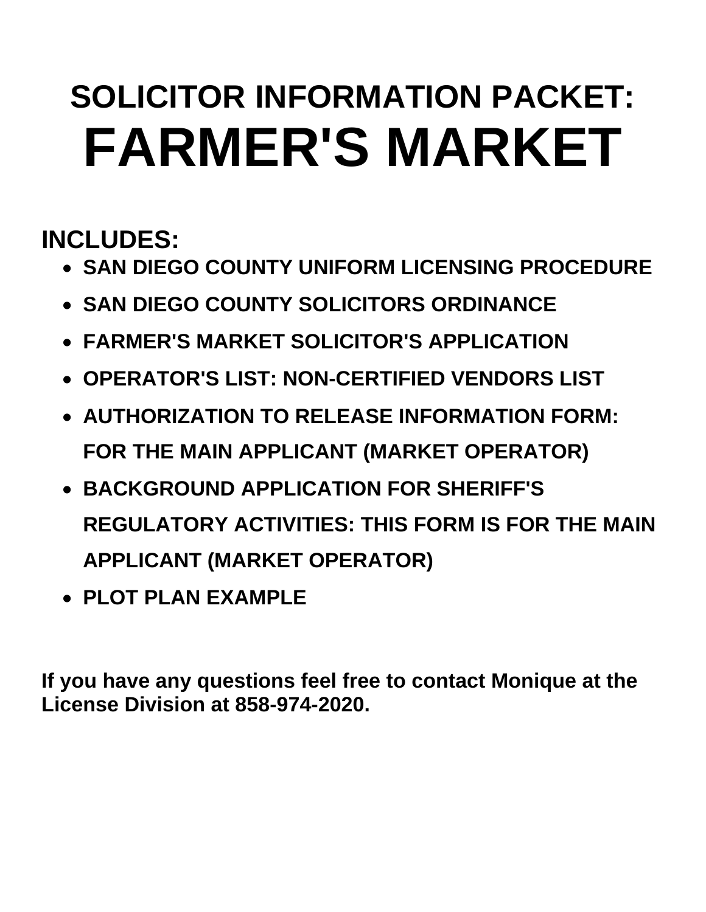# SOLICITOR INFORMATION PACKET: FARMER'S MARKET

## INCLUDES:

- **SAN DIEGO COUNTY UNIFORM LICENSING PROCEDURE**
- **SAN DIEGO COUNTY SOLICITORS ORDINANCE**
- **FARMER'S MARKET SOLICITOR'S APPLICATION**
- **OPERATOR'S LIST: NON-CERTIFIED VENDORS LIST**
- **AUTHORIZATION TO RELEASE INFORMATION FORM: FOR THE MAIN APPLICANT (MARKET OPERATOR)**
- **BACKGROUND APPLICATION FOR SHERIFF'S REGULATORY ACTIVITIES: THIS FORM IS FOR THE MAIN APPLICANT (MARKET OPERATOR)**
- **PLOT PLAN EXAMPLE**

**If you have any questions feel free to contact Monique at the License Division at 858-974-2020.**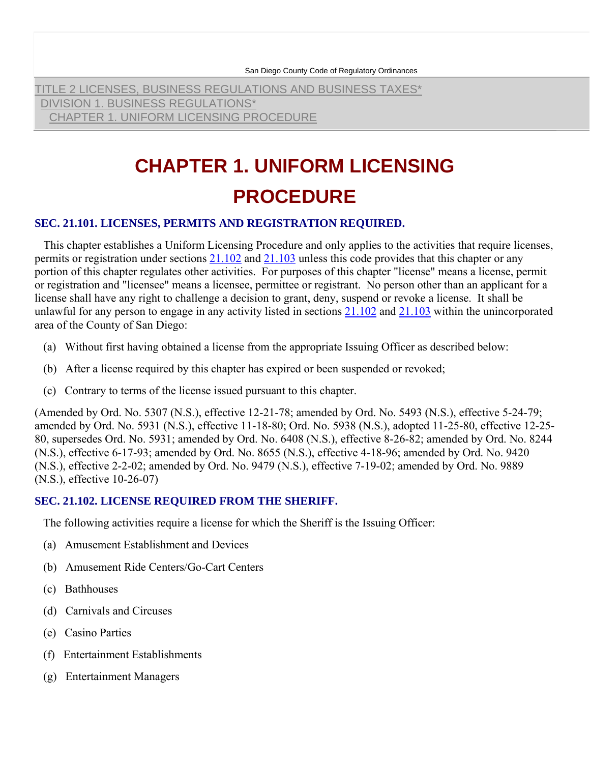San Diego County Code of Regulatory Ordinances

TITLE 2 LICENSES, BUSINESS REGULATIONS AND BUSINESS TAXES*
DIVISION 1. BUSINESS REGULATIONS*
CHAPTER 1. UNIFORM LICENSING PROCEDURE

# CHAPTER 1. UNIFORM LICENSING PROCEDURE

### SEC. 21.101. LICENSES, PERMITS AND REGISTRATION REQUIRED.

This chapter establishes a Uniform Licensing Procedure and only applies to the activities that require licenses, permits or registration under sections 21.102 and 21.103 unless this code provides that this chapter or any portion of this chapter regulates other activities. For purposes of this chapter "license" means a license, permit or registration and "licensee" means a licensee, permittee or registrant. No person other than an applicant for a license shall have any right to challenge a decision to grant, deny, suspend or revoke a license. It shall be unlawful for any person to engage in any activity listed in sections 21.102 and 21.103 within the unincorporated area of the County of San Diego:

(a) Without first having obtained a license from the appropriate Issuing Officer as described below:

(b) After a license required by this chapter has expired or been suspended or revoked;

(c) Contrary to terms of the license issued pursuant to this chapter.

(Amended by Ord. No. 5307 (N.S.), effective 12-21-78; amended by Ord. No. 5493 (N.S.), effective 5-24-79; amended by Ord. No. 5931 (N.S.), effective 11-18-80; Ord. No. 5938 (N.S.), adopted 11-25-80, effective 12-25-80, supersedes Ord. No. 5931; amended by Ord. No. 6408 (N.S.), effective 8-26-82; amended by Ord. No. 8244 (N.S.), effective 6-17-93; amended by Ord. No. 8655 (N.S.), effective 4-18-96; amended by Ord. No. 9420 (N.S.), effective 2-2-02; amended by Ord. No. 9479 (N.S.), effective 7-19-02; amended by Ord. No. 9889 (N.S.), effective 10-26-07)

### SEC. 21.102. LICENSE REQUIRED FROM THE SHERIFF.

The following activities require a license for which the Sheriff is the Issuing Officer:

(a) Amusement Establishment and Devices

(b) Amusement Ride Centers/Go-Cart Centers

(c) Bathhouses

(d) Carnivals and Circuses

(e) Casino Parties

(f) Entertainment Establishments

(g) Entertainment Managers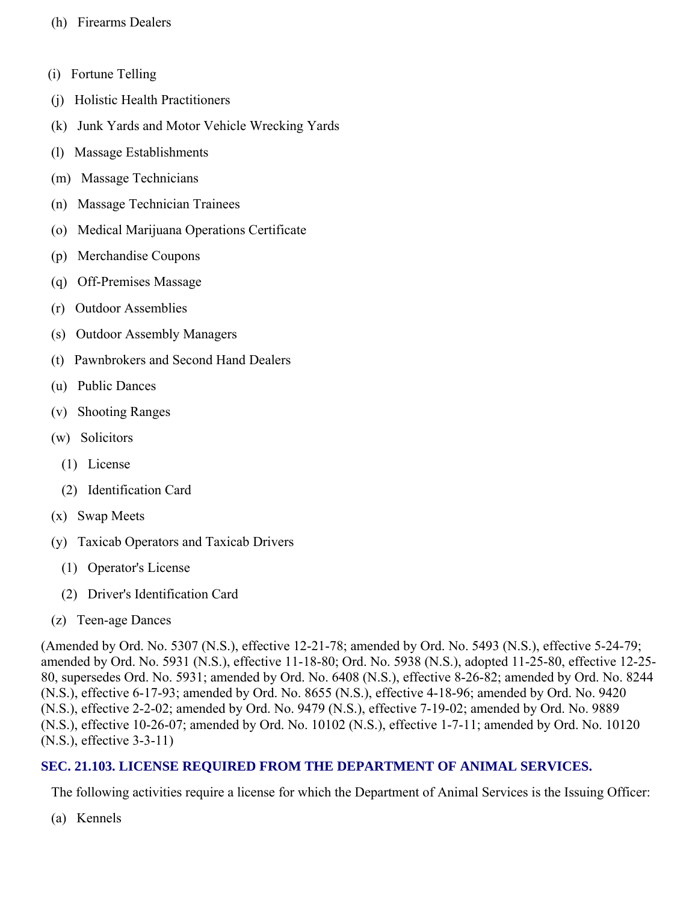(h) Firearms Dealers

(i) Fortune Telling

(j) Holistic Health Practitioners

(k) Junk Yards and Motor Vehicle Wrecking Yards

(l) Massage Establishments

(m) Massage Technicians

(n) Massage Technician Trainees

(o) Medical Marijuana Operations Certificate

(p) Merchandise Coupons

(q) Off-Premises Massage

(r) Outdoor Assemblies

(s) Outdoor Assembly Managers

(t) Pawnbrokers and Second Hand Dealers

(u) Public Dances

(v) Shooting Ranges

(w) Solicitors

  (1) License

  (2) Identification Card

(x) Swap Meets

(y) Taxicab Operators and Taxicab Drivers

  (1) Operator's License

  (2) Driver's Identification Card

(z) Teen-age Dances

(Amended by Ord. No. 5307 (N.S.), effective 12-21-78; amended by Ord. No. 5493 (N.S.), effective 5-24-79; amended by Ord. No. 5931 (N.S.), effective 11-18-80; Ord. No. 5938 (N.S.), adopted 11-25-80, effective 12-25-80, supersedes Ord. No. 5931; amended by Ord. No. 6408 (N.S.), effective 8-26-82; amended by Ord. No. 8244 (N.S.), effective 6-17-93; amended by Ord. No. 8655 (N.S.), effective 4-18-96; amended by Ord. No. 9420 (N.S.), effective 2-2-02; amended by Ord. No. 9479 (N.S.), effective 7-19-02; amended by Ord. No. 9889 (N.S.), effective 10-26-07; amended by Ord. No. 10102 (N.S.), effective 1-7-11; amended by Ord. No. 10120 (N.S.), effective 3-3-11)

### SEC. 21.103. LICENSE REQUIRED FROM THE DEPARTMENT OF ANIMAL SERVICES.

The following activities require a license for which the Department of Animal Services is the Issuing Officer:

(a) Kennels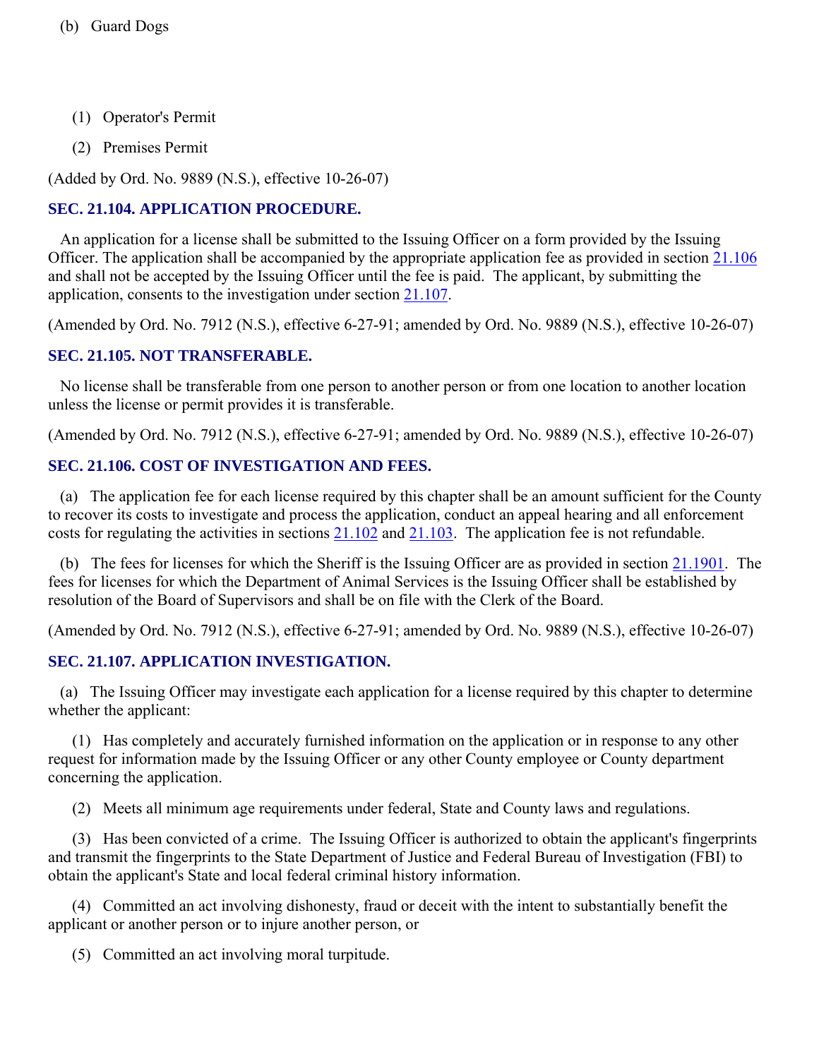(b) Guard Dogs

(1) Operator's Permit

(2) Premises Permit

(Added by Ord. No. 9889 (N.S.), effective 10-26-07)

### SEC. 21.104. APPLICATION PROCEDURE.

An application for a license shall be submitted to the Issuing Officer on a form provided by the Issuing Officer. The application shall be accompanied by the appropriate application fee as provided in section 21.106 and shall not be accepted by the Issuing Officer until the fee is paid. The applicant, by submitting the application, consents to the investigation under section 21.107.

(Amended by Ord. No. 7912 (N.S.), effective 6-27-91; amended by Ord. No. 9889 (N.S.), effective 10-26-07)

### SEC. 21.105. NOT TRANSFERABLE.

No license shall be transferable from one person to another person or from one location to another location unless the license or permit provides it is transferable.

(Amended by Ord. No. 7912 (N.S.), effective 6-27-91; amended by Ord. No. 9889 (N.S.), effective 10-26-07)

### SEC. 21.106. COST OF INVESTIGATION AND FEES.

(a) The application fee for each license required by this chapter shall be an amount sufficient for the County to recover its costs to investigate and process the application, conduct an appeal hearing and all enforcement costs for regulating the activities in sections 21.102 and 21.103. The application fee is not refundable.

(b) The fees for licenses for which the Sheriff is the Issuing Officer are as provided in section 21.1901. The fees for licenses for which the Department of Animal Services is the Issuing Officer shall be established by resolution of the Board of Supervisors and shall be on file with the Clerk of the Board.

(Amended by Ord. No. 7912 (N.S.), effective 6-27-91; amended by Ord. No. 9889 (N.S.), effective 10-26-07)

### SEC. 21.107. APPLICATION INVESTIGATION.

(a) The Issuing Officer may investigate each application for a license required by this chapter to determine whether the applicant:

(1) Has completely and accurately furnished information on the application or in response to any other request for information made by the Issuing Officer or any other County employee or County department concerning the application.

(2) Meets all minimum age requirements under federal, State and County laws and regulations.

(3) Has been convicted of a crime. The Issuing Officer is authorized to obtain the applicant's fingerprints and transmit the fingerprints to the State Department of Justice and Federal Bureau of Investigation (FBI) to obtain the applicant's State and local federal criminal history information.

(4) Committed an act involving dishonesty, fraud or deceit with the intent to substantially benefit the applicant or another person or to injure another person, or

(5) Committed an act involving moral turpitude.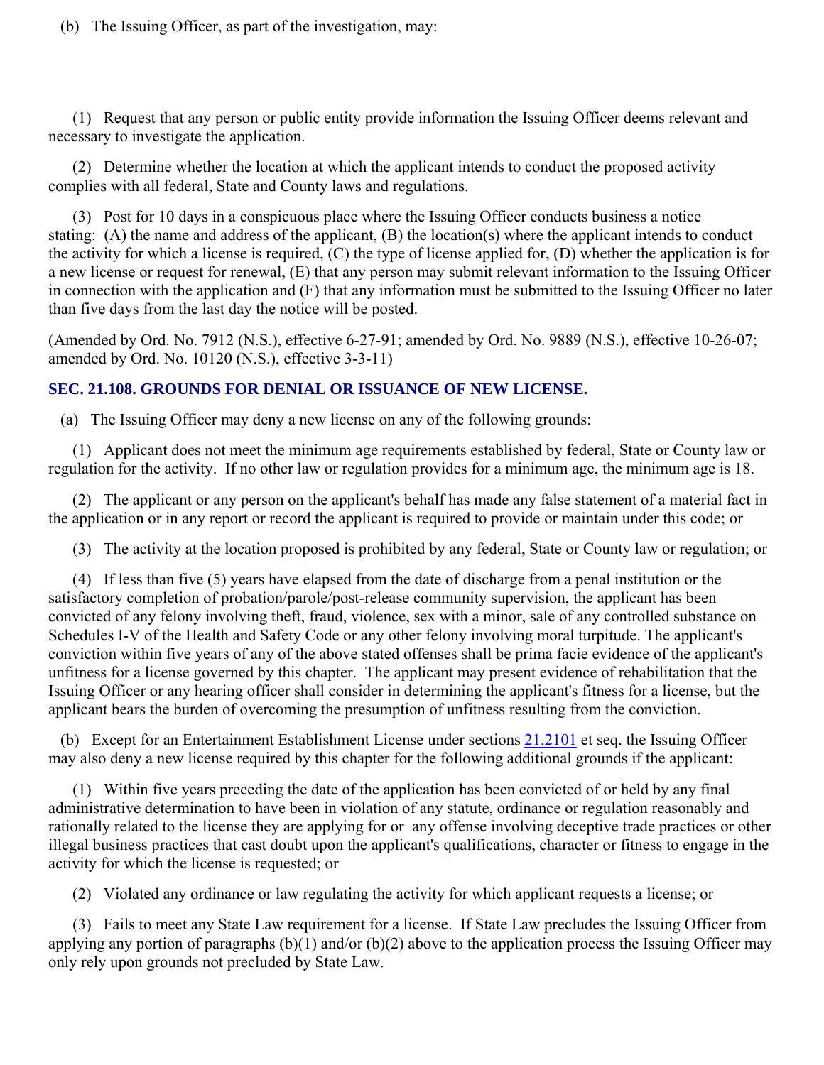(b) The Issuing Officer, as part of the investigation, may:

(1) Request that any person or public entity provide information the Issuing Officer deems relevant and necessary to investigate the application.

(2) Determine whether the location at which the applicant intends to conduct the proposed activity complies with all federal, State and County laws and regulations.

(3) Post for 10 days in a conspicuous place where the Issuing Officer conducts business a notice stating: (A) the name and address of the applicant, (B) the location(s) where the applicant intends to conduct the activity for which a license is required, (C) the type of license applied for, (D) whether the application is for a new license or request for renewal, (E) that any person may submit relevant information to the Issuing Officer in connection with the application and (F) that any information must be submitted to the Issuing Officer no later than five days from the last day the notice will be posted.

(Amended by Ord. No. 7912 (N.S.), effective 6-27-91; amended by Ord. No. 9889 (N.S.), effective 10-26-07; amended by Ord. No. 10120 (N.S.), effective 3-3-11)

### SEC. 21.108. GROUNDS FOR DENIAL OR ISSUANCE OF NEW LICENSE.

(a) The Issuing Officer may deny a new license on any of the following grounds:

(1) Applicant does not meet the minimum age requirements established by federal, State or County law or regulation for the activity. If no other law or regulation provides for a minimum age, the minimum age is 18.

(2) The applicant or any person on the applicant's behalf has made any false statement of a material fact in the application or in any report or record the applicant is required to provide or maintain under this code; or

(3) The activity at the location proposed is prohibited by any federal, State or County law or regulation; or

(4) If less than five (5) years have elapsed from the date of discharge from a penal institution or the satisfactory completion of probation/parole/post-release community supervision, the applicant has been convicted of any felony involving theft, fraud, violence, sex with a minor, sale of any controlled substance on Schedules I-V of the Health and Safety Code or any other felony involving moral turpitude. The applicant's conviction within five years of any of the above stated offenses shall be prima facie evidence of the applicant's unfitness for a license governed by this chapter. The applicant may present evidence of rehabilitation that the Issuing Officer or any hearing officer shall consider in determining the applicant's fitness for a license, but the applicant bears the burden of overcoming the presumption of unfitness resulting from the conviction.

(b) Except for an Entertainment Establishment License under sections 21.2101 et seq. the Issuing Officer may also deny a new license required by this chapter for the following additional grounds if the applicant:

(1) Within five years preceding the date of the application has been convicted of or held by any final administrative determination to have been in violation of any statute, ordinance or regulation reasonably and rationally related to the license they are applying for or any offense involving deceptive trade practices or other illegal business practices that cast doubt upon the applicant's qualifications, character or fitness to engage in the activity for which the license is requested; or

(2) Violated any ordinance or law regulating the activity for which applicant requests a license; or

(3) Fails to meet any State Law requirement for a license. If State Law precludes the Issuing Officer from applying any portion of paragraphs (b)(1) and/or (b)(2) above to the application process the Issuing Officer may only rely upon grounds not precluded by State Law.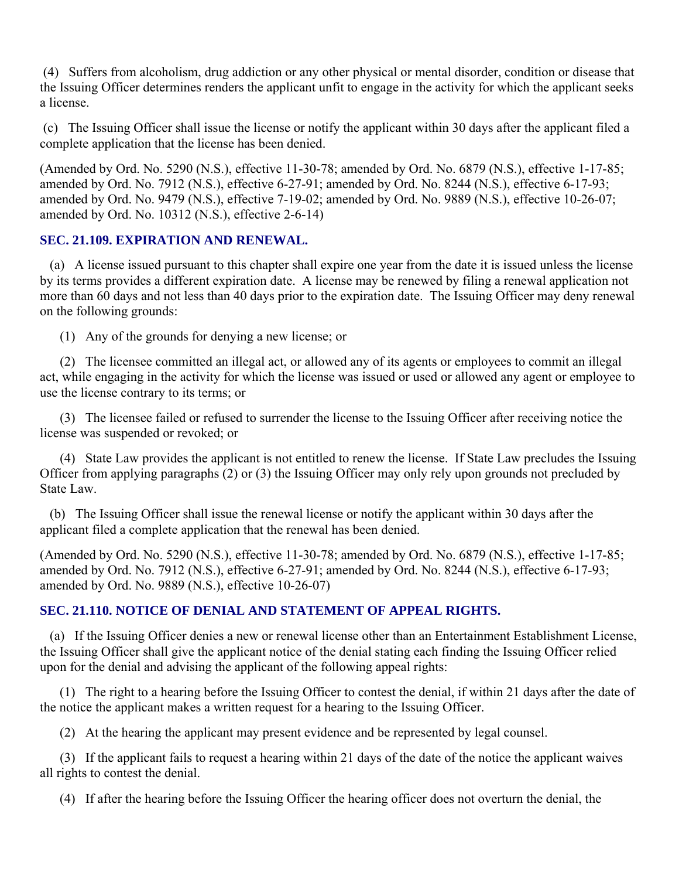(4) Suffers from alcoholism, drug addiction or any other physical or mental disorder, condition or disease that the Issuing Officer determines renders the applicant unfit to engage in the activity for which the applicant seeks a license.

(c) The Issuing Officer shall issue the license or notify the applicant within 30 days after the applicant filed a complete application that the license has been denied.

(Amended by Ord. No. 5290 (N.S.), effective 11-30-78; amended by Ord. No. 6879 (N.S.), effective 1-17-85; amended by Ord. No. 7912 (N.S.), effective 6-27-91; amended by Ord. No. 8244 (N.S.), effective 6-17-93; amended by Ord. No. 9479 (N.S.), effective 7-19-02; amended by Ord. No. 9889 (N.S.), effective 10-26-07; amended by Ord. No. 10312 (N.S.), effective 2-6-14)

### SEC. 21.109. EXPIRATION AND RENEWAL.

(a) A license issued pursuant to this chapter shall expire one year from the date it is issued unless the license by its terms provides a different expiration date. A license may be renewed by filing a renewal application not more than 60 days and not less than 40 days prior to the expiration date. The Issuing Officer may deny renewal on the following grounds:

(1) Any of the grounds for denying a new license; or

(2) The licensee committed an illegal act, or allowed any of its agents or employees to commit an illegal act, while engaging in the activity for which the license was issued or used or allowed any agent or employee to use the license contrary to its terms; or

(3) The licensee failed or refused to surrender the license to the Issuing Officer after receiving notice the license was suspended or revoked; or

(4) State Law provides the applicant is not entitled to renew the license. If State Law precludes the Issuing Officer from applying paragraphs (2) or (3) the Issuing Officer may only rely upon grounds not precluded by State Law.

(b) The Issuing Officer shall issue the renewal license or notify the applicant within 30 days after the applicant filed a complete application that the renewal has been denied.

(Amended by Ord. No. 5290 (N.S.), effective 11-30-78; amended by Ord. No. 6879 (N.S.), effective 1-17-85; amended by Ord. No. 7912 (N.S.), effective 6-27-91; amended by Ord. No. 8244 (N.S.), effective 6-17-93; amended by Ord. No. 9889 (N.S.), effective 10-26-07)

### SEC. 21.110. NOTICE OF DENIAL AND STATEMENT OF APPEAL RIGHTS.

(a) If the Issuing Officer denies a new or renewal license other than an Entertainment Establishment License, the Issuing Officer shall give the applicant notice of the denial stating each finding the Issuing Officer relied upon for the denial and advising the applicant of the following appeal rights:

(1) The right to a hearing before the Issuing Officer to contest the denial, if within 21 days after the date of the notice the applicant makes a written request for a hearing to the Issuing Officer.

(2) At the hearing the applicant may present evidence and be represented by legal counsel.

(3) If the applicant fails to request a hearing within 21 days of the date of the notice the applicant waives all rights to contest the denial.

(4) If after the hearing before the Issuing Officer the hearing officer does not overturn the denial, the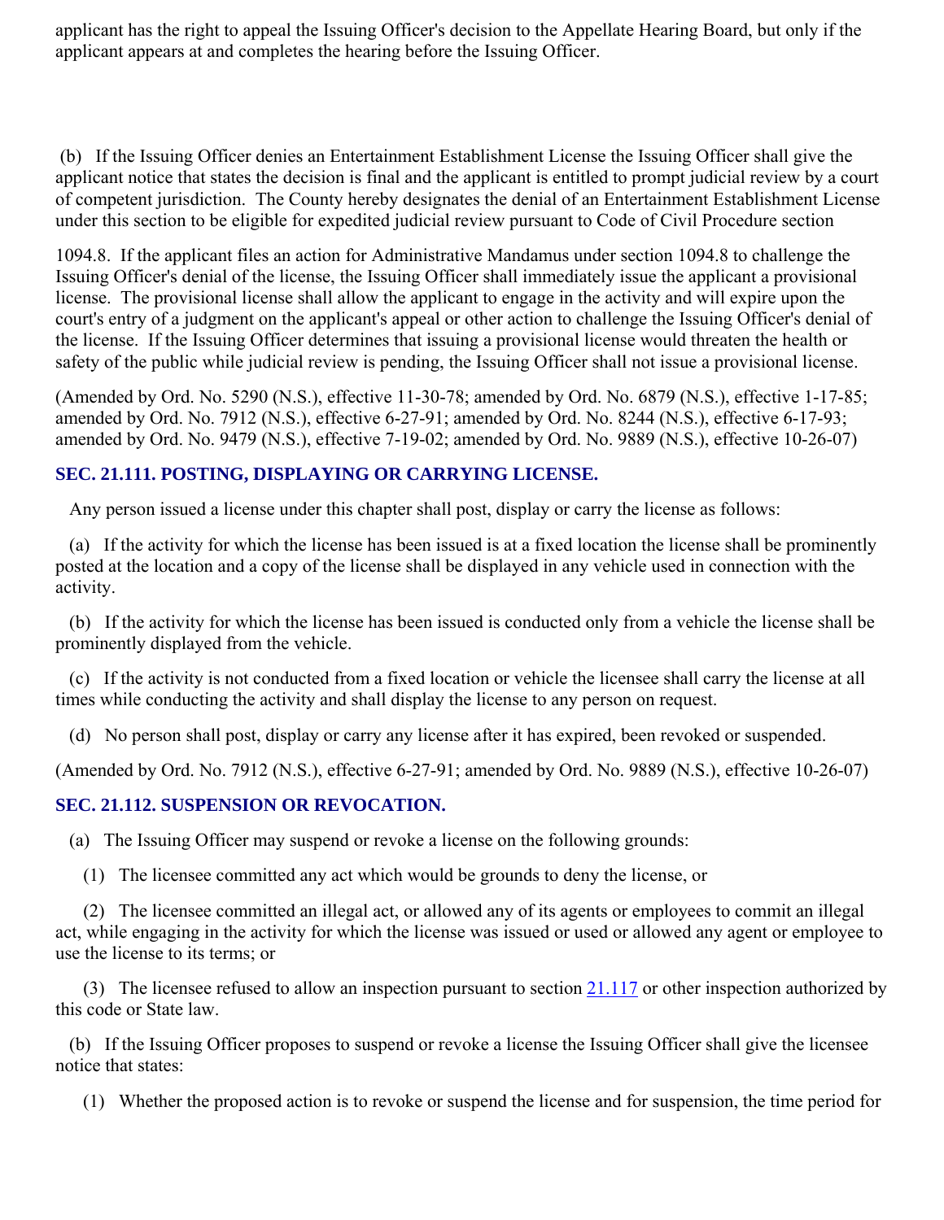applicant has the right to appeal the Issuing Officer's decision to the Appellate Hearing Board, but only if the applicant appears at and completes the hearing before the Issuing Officer.

(b) If the Issuing Officer denies an Entertainment Establishment License the Issuing Officer shall give the applicant notice that states the decision is final and the applicant is entitled to prompt judicial review by a court of competent jurisdiction. The County hereby designates the denial of an Entertainment Establishment License under this section to be eligible for expedited judicial review pursuant to Code of Civil Procedure section 1094.8. If the applicant files an action for Administrative Mandamus under section 1094.8 to challenge the Issuing Officer's denial of the license, the Issuing Officer shall immediately issue the applicant a provisional license. The provisional license shall allow the applicant to engage in the activity and will expire upon the court's entry of a judgment on the applicant's appeal or other action to challenge the Issuing Officer's denial of the license. If the Issuing Officer determines that issuing a provisional license would threaten the health or safety of the public while judicial review is pending, the Issuing Officer shall not issue a provisional license.

(Amended by Ord. No. 5290 (N.S.), effective 11-30-78; amended by Ord. No. 6879 (N.S.), effective 1-17-85; amended by Ord. No. 7912 (N.S.), effective 6-27-91; amended by Ord. No. 8244 (N.S.), effective 6-17-93; amended by Ord. No. 9479 (N.S.), effective 7-19-02; amended by Ord. No. 9889 (N.S.), effective 10-26-07)

### SEC. 21.111. POSTING, DISPLAYING OR CARRYING LICENSE.

Any person issued a license under this chapter shall post, display or carry the license as follows:

(a) If the activity for which the license has been issued is at a fixed location the license shall be prominently posted at the location and a copy of the license shall be displayed in any vehicle used in connection with the activity.

(b) If the activity for which the license has been issued is conducted only from a vehicle the license shall be prominently displayed from the vehicle.

(c) If the activity is not conducted from a fixed location or vehicle the licensee shall carry the license at all times while conducting the activity and shall display the license to any person on request.

(d) No person shall post, display or carry any license after it has expired, been revoked or suspended.

(Amended by Ord. No. 7912 (N.S.), effective 6-27-91; amended by Ord. No. 9889 (N.S.), effective 10-26-07)

### SEC. 21.112. SUSPENSION OR REVOCATION.

(a) The Issuing Officer may suspend or revoke a license on the following grounds:

(1) The licensee committed any act which would be grounds to deny the license, or

(2) The licensee committed an illegal act, or allowed any of its agents or employees to commit an illegal act, while engaging in the activity for which the license was issued or used or allowed any agent or employee to use the license to its terms; or

(3) The licensee refused to allow an inspection pursuant to section 21.117 or other inspection authorized by this code or State law.

(b) If the Issuing Officer proposes to suspend or revoke a license the Issuing Officer shall give the licensee notice that states:

(1) Whether the proposed action is to revoke or suspend the license and for suspension, the time period for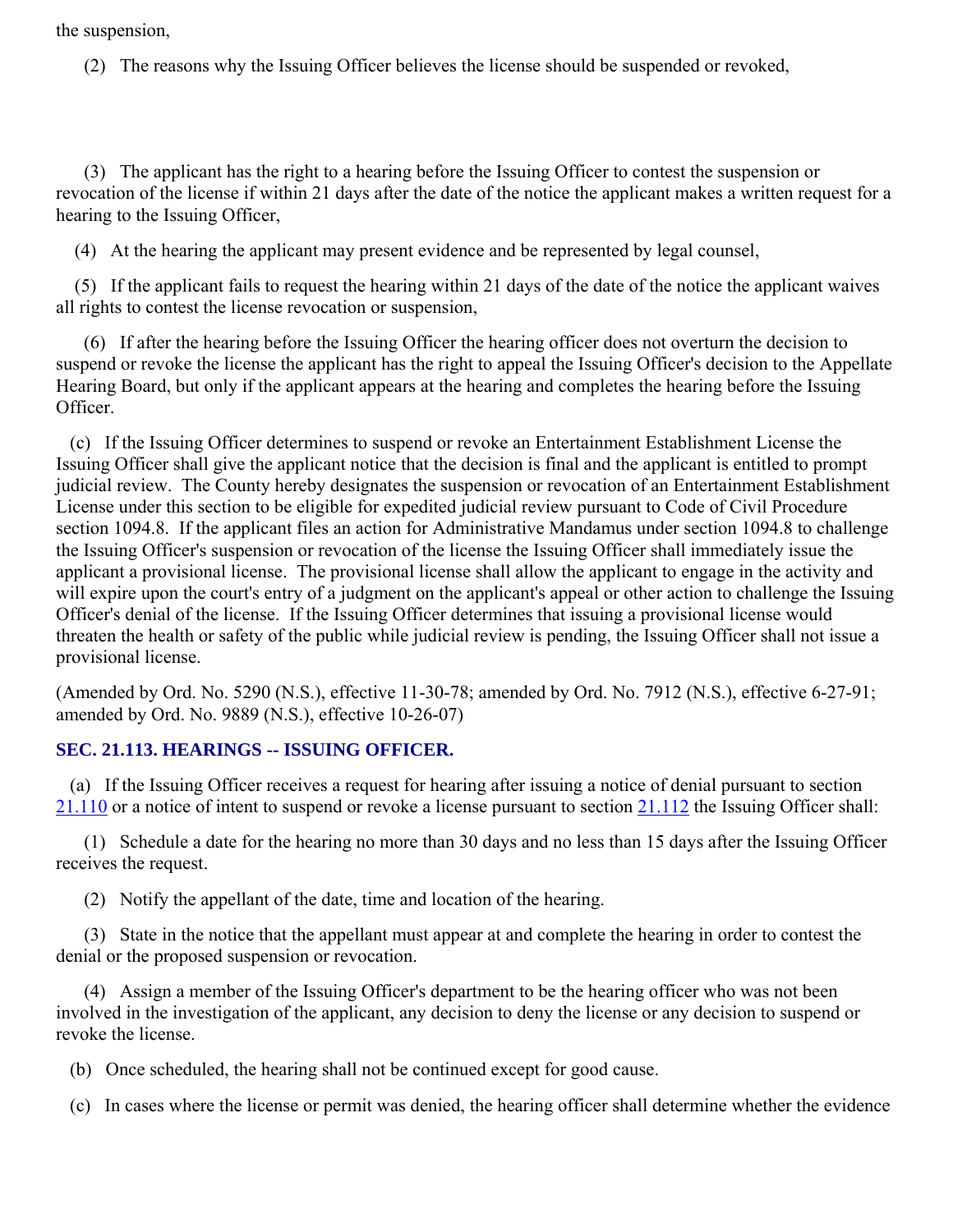the suspension,

(2) The reasons why the Issuing Officer believes the license should be suspended or revoked,

(3) The applicant has the right to a hearing before the Issuing Officer to contest the suspension or revocation of the license if within 21 days after the date of the notice the applicant makes a written request for a hearing to the Issuing Officer,

(4) At the hearing the applicant may present evidence and be represented by legal counsel,

(5) If the applicant fails to request the hearing within 21 days of the date of the notice the applicant waives all rights to contest the license revocation or suspension,

(6) If after the hearing before the Issuing Officer the hearing officer does not overturn the decision to suspend or revoke the license the applicant has the right to appeal the Issuing Officer's decision to the Appellate Hearing Board, but only if the applicant appears at the hearing and completes the hearing before the Issuing Officer.

(c) If the Issuing Officer determines to suspend or revoke an Entertainment Establishment License the Issuing Officer shall give the applicant notice that the decision is final and the applicant is entitled to prompt judicial review. The County hereby designates the suspension or revocation of an Entertainment Establishment License under this section to be eligible for expedited judicial review pursuant to Code of Civil Procedure section 1094.8. If the applicant files an action for Administrative Mandamus under section 1094.8 to challenge the Issuing Officer's suspension or revocation of the license the Issuing Officer shall immediately issue the applicant a provisional license. The provisional license shall allow the applicant to engage in the activity and will expire upon the court's entry of a judgment on the applicant's appeal or other action to challenge the Issuing Officer's denial of the license. If the Issuing Officer determines that issuing a provisional license would threaten the health or safety of the public while judicial review is pending, the Issuing Officer shall not issue a provisional license.

(Amended by Ord. No. 5290 (N.S.), effective 11-30-78; amended by Ord. No. 7912 (N.S.), effective 6-27-91; amended by Ord. No. 9889 (N.S.), effective 10-26-07)

### SEC. 21.113. HEARINGS -- ISSUING OFFICER.

(a) If the Issuing Officer receives a request for hearing after issuing a notice of denial pursuant to section 21.110 or a notice of intent to suspend or revoke a license pursuant to section 21.112 the Issuing Officer shall:

(1) Schedule a date for the hearing no more than 30 days and no less than 15 days after the Issuing Officer receives the request.

(2) Notify the appellant of the date, time and location of the hearing.

(3) State in the notice that the appellant must appear at and complete the hearing in order to contest the denial or the proposed suspension or revocation.

(4) Assign a member of the Issuing Officer's department to be the hearing officer who was not been involved in the investigation of the applicant, any decision to deny the license or any decision to suspend or revoke the license.

(b) Once scheduled, the hearing shall not be continued except for good cause.

(c) In cases where the license or permit was denied, the hearing officer shall determine whether the evidence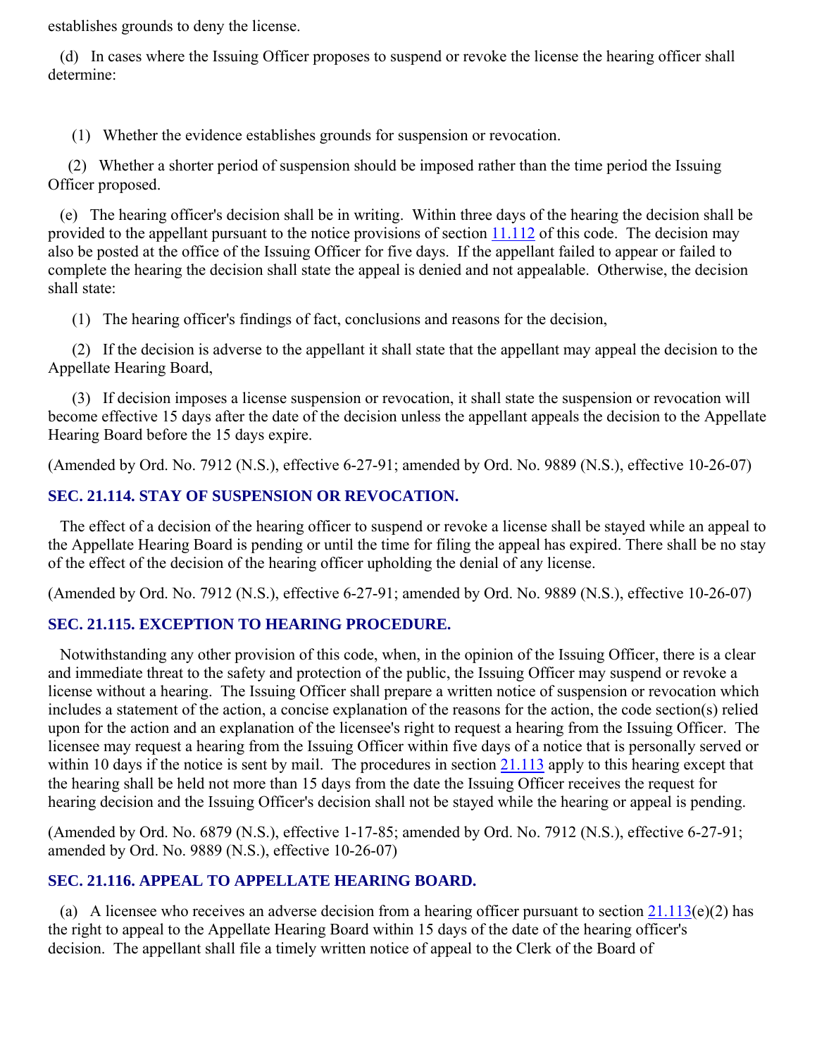establishes grounds to deny the license.

(d) In cases where the Issuing Officer proposes to suspend or revoke the license the hearing officer shall determine:

(1) Whether the evidence establishes grounds for suspension or revocation.

(2) Whether a shorter period of suspension should be imposed rather than the time period the Issuing Officer proposed.

(e) The hearing officer's decision shall be in writing. Within three days of the hearing the decision shall be provided to the appellant pursuant to the notice provisions of section 11.112 of this code. The decision may also be posted at the office of the Issuing Officer for five days. If the appellant failed to appear or failed to complete the hearing the decision shall state the appeal is denied and not appealable. Otherwise, the decision shall state:

(1) The hearing officer's findings of fact, conclusions and reasons for the decision,

(2) If the decision is adverse to the appellant it shall state that the appellant may appeal the decision to the Appellate Hearing Board,

(3) If decision imposes a license suspension or revocation, it shall state the suspension or revocation will become effective 15 days after the date of the decision unless the appellant appeals the decision to the Appellate Hearing Board before the 15 days expire.

(Amended by Ord. No. 7912 (N.S.), effective 6-27-91; amended by Ord. No. 9889 (N.S.), effective 10-26-07)

### SEC. 21.114. STAY OF SUSPENSION OR REVOCATION.

The effect of a decision of the hearing officer to suspend or revoke a license shall be stayed while an appeal to the Appellate Hearing Board is pending or until the time for filing the appeal has expired. There shall be no stay of the effect of the decision of the hearing officer upholding the denial of any license.

(Amended by Ord. No. 7912 (N.S.), effective 6-27-91; amended by Ord. No. 9889 (N.S.), effective 10-26-07)

### SEC. 21.115. EXCEPTION TO HEARING PROCEDURE.

Notwithstanding any other provision of this code, when, in the opinion of the Issuing Officer, there is a clear and immediate threat to the safety and protection of the public, the Issuing Officer may suspend or revoke a license without a hearing. The Issuing Officer shall prepare a written notice of suspension or revocation which includes a statement of the action, a concise explanation of the reasons for the action, the code section(s) relied upon for the action and an explanation of the licensee's right to request a hearing from the Issuing Officer. The licensee may request a hearing from the Issuing Officer within five days of a notice that is personally served or within 10 days if the notice is sent by mail. The procedures in section 21.113 apply to this hearing except that the hearing shall be held not more than 15 days from the date the Issuing Officer receives the request for hearing decision and the Issuing Officer's decision shall not be stayed while the hearing or appeal is pending.

(Amended by Ord. No. 6879 (N.S.), effective 1-17-85; amended by Ord. No. 7912 (N.S.), effective 6-27-91; amended by Ord. No. 9889 (N.S.), effective 10-26-07)

### SEC. 21.116. APPEAL TO APPELLATE HEARING BOARD.

(a) A licensee who receives an adverse decision from a hearing officer pursuant to section 21.113(e)(2) has the right to appeal to the Appellate Hearing Board within 15 days of the date of the hearing officer's decision. The appellant shall file a timely written notice of appeal to the Clerk of the Board of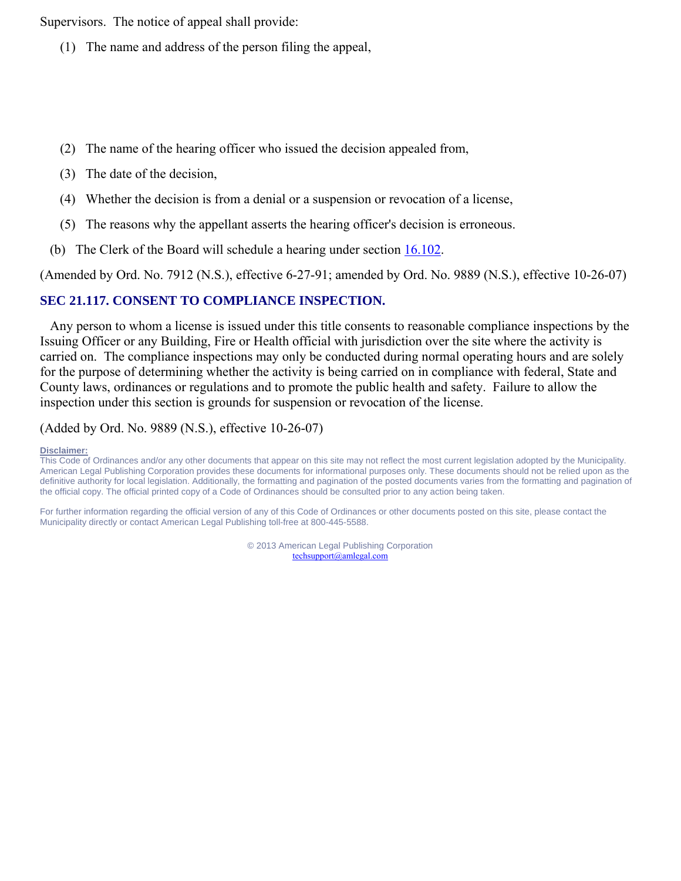Supervisors.  The notice of appeal shall provide:

(1) The name and address of the person filing the appeal,

(2) The name of the hearing officer who issued the decision appealed from,

(3) The date of the decision,

(4) Whether the decision is from a denial or a suspension or revocation of a license,

(5) The reasons why the appellant asserts the hearing officer's decision is erroneous.

(b) The Clerk of the Board will schedule a hearing under section 16.102.

(Amended by Ord. No. 7912 (N.S.), effective 6-27-91; amended by Ord. No. 9889 (N.S.), effective 10-26-07)

### SEC 21.117. CONSENT TO COMPLIANCE INSPECTION.

Any person to whom a license is issued under this title consents to reasonable compliance inspections by the Issuing Officer or any Building, Fire or Health official with jurisdiction over the site where the activity is carried on.  The compliance inspections may only be conducted during normal operating hours and are solely for the purpose of determining whether the activity is being carried on in compliance with federal, State and County laws, ordinances or regulations and to promote the public health and safety.  Failure to allow the inspection under this section is grounds for suspension or revocation of the license.

(Added by Ord. No. 9889 (N.S.), effective 10-26-07)

**Disclaimer:**
This Code of Ordinances and/or any other documents that appear on this site may not reflect the most current legislation adopted by the Municipality. American Legal Publishing Corporation provides these documents for informational purposes only. These documents should not be relied upon as the definitive authority for local legislation. Additionally, the formatting and pagination of the posted documents varies from the formatting and pagination of the official copy. The official printed copy of a Code of Ordinances should be consulted prior to any action being taken.

For further information regarding the official version of any of this Code of Ordinances or other documents posted on this site, please contact the Municipality directly or contact American Legal Publishing toll-free at 800-445-5588.

© 2013 American Legal Publishing Corporation
techsupport@amlegal.com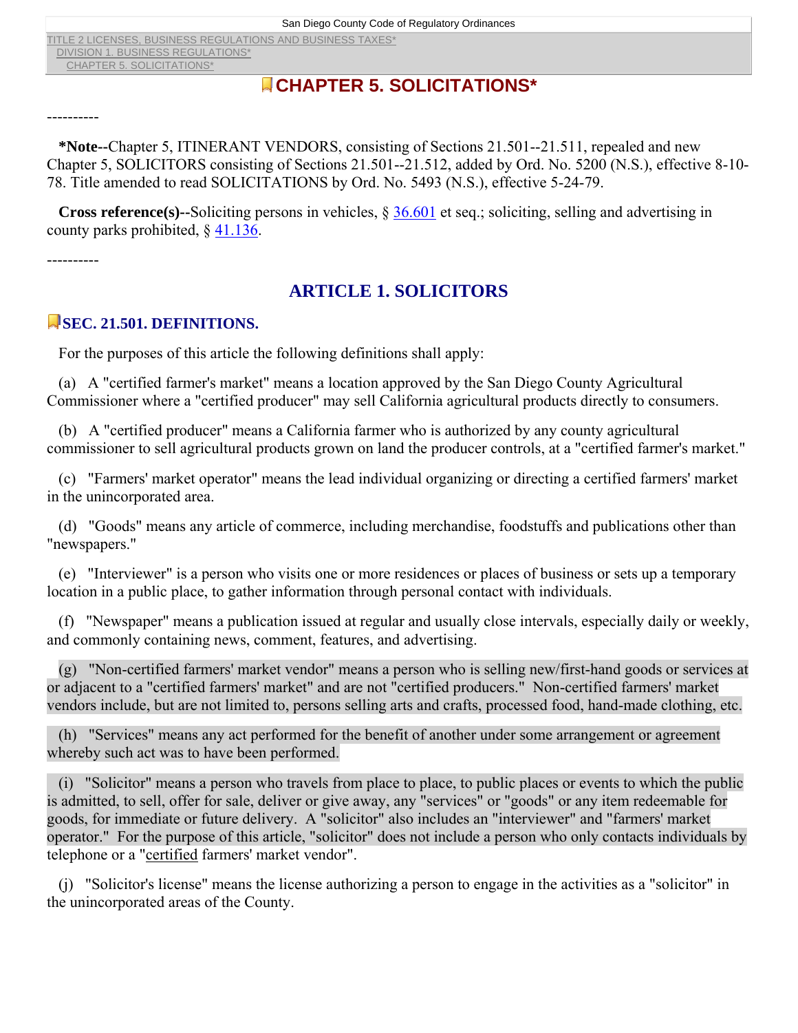TITLE 2 LICENSES, BUSINESS REGULATIONS AND BUSINESS TAXES*
DIVISION 1. BUSINESS REGULATIONS*
CHAPTER 5. SOLICITATIONS*

# CHAPTER 5. SOLICITATIONS*

----------

**\*Note--**Chapter 5, ITINERANT VENDORS, consisting of Sections 21.501--21.511, repealed and new Chapter 5, SOLICITORS consisting of Sections 21.501--21.512, added by Ord. No. 5200 (N.S.), effective 8-10-78. Title amended to read SOLICITATIONS by Ord. No. 5493 (N.S.), effective 5-24-79.

**Cross reference(s)--**Soliciting persons in vehicles, § 36.601 et seq.; soliciting, selling and advertising in county parks prohibited, § 41.136.

----------

## ARTICLE 1. SOLICITORS

### SEC. 21.501. DEFINITIONS.

For the purposes of this article the following definitions shall apply:

(a) A "certified farmer's market" means a location approved by the San Diego County Agricultural Commissioner where a "certified producer" may sell California agricultural products directly to consumers.

(b) A "certified producer" means a California farmer who is authorized by any county agricultural commissioner to sell agricultural products grown on land the producer controls, at a "certified farmer's market."

(c) "Farmers' market operator" means the lead individual organizing or directing a certified farmers' market in the unincorporated area.

(d) "Goods" means any article of commerce, including merchandise, foodstuffs and publications other than "newspapers."

(e) "Interviewer" is a person who visits one or more residences or places of business or sets up a temporary location in a public place, to gather information through personal contact with individuals.

(f) "Newspaper" means a publication issued at regular and usually close intervals, especially daily or weekly, and commonly containing news, comment, features, and advertising.

(g) "Non-certified farmers' market vendor" means a person who is selling new/first-hand goods or services at or adjacent to a "certified farmers' market" and are not "certified producers." Non-certified farmers' market vendors include, but are not limited to, persons selling arts and crafts, processed food, hand-made clothing, etc.

(h) "Services" means any act performed for the benefit of another under some arrangement or agreement whereby such act was to have been performed.

(i) "Solicitor" means a person who travels from place to place, to public places or events to which the public is admitted, to sell, offer for sale, deliver or give away, any "services" or "goods" or any item redeemable for goods, for immediate or future delivery. A "solicitor" also includes an "interviewer" and "farmers' market operator." For the purpose of this article, "solicitor" does not include a person who only contacts individuals by telephone or a "certified farmers' market vendor".

(j) "Solicitor's license" means the license authorizing a person to engage in the activities as a "solicitor" in the unincorporated areas of the County.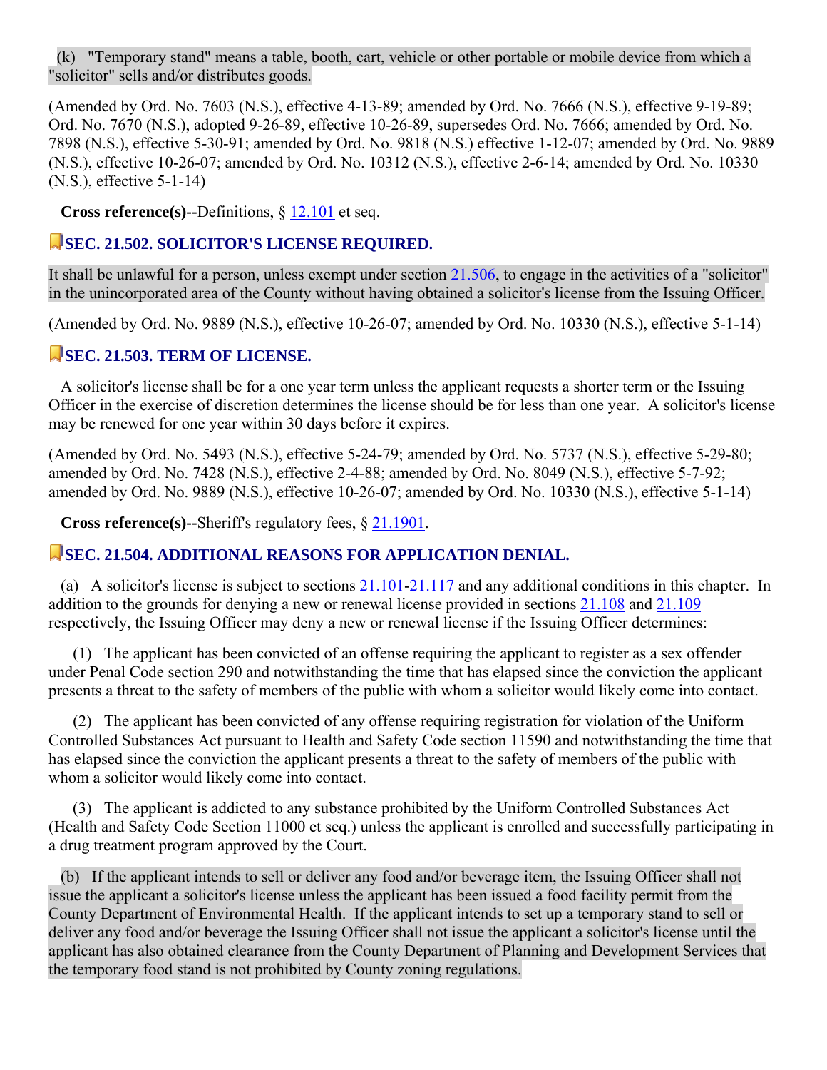(k) "Temporary stand" means a table, booth, cart, vehicle or other portable or mobile device from which a "solicitor" sells and/or distributes goods.

(Amended by Ord. No. 7603 (N.S.), effective 4-13-89; amended by Ord. No. 7666 (N.S.), effective 9-19-89; Ord. No. 7670 (N.S.), adopted 9-26-89, effective 10-26-89, supersedes Ord. No. 7666; amended by Ord. No. 7898 (N.S.), effective 5-30-91; amended by Ord. No. 9818 (N.S.) effective 1-12-07; amended by Ord. No. 9889 (N.S.), effective 10-26-07; amended by Ord. No. 10312 (N.S.), effective 2-6-14; amended by Ord. No. 10330 (N.S.), effective 5-1-14)

**Cross reference(s)--**Definitions, § 12.101 et seq.

### SEC. 21.502. SOLICITOR'S LICENSE REQUIRED.

It shall be unlawful for a person, unless exempt under section 21.506, to engage in the activities of a "solicitor" in the unincorporated area of the County without having obtained a solicitor's license from the Issuing Officer.

(Amended by Ord. No. 9889 (N.S.), effective 10-26-07; amended by Ord. No. 10330 (N.S.), effective 5-1-14)

### SEC. 21.503. TERM OF LICENSE.

A solicitor's license shall be for a one year term unless the applicant requests a shorter term or the Issuing Officer in the exercise of discretion determines the license should be for less than one year. A solicitor's license may be renewed for one year within 30 days before it expires.

(Amended by Ord. No. 5493 (N.S.), effective 5-24-79; amended by Ord. No. 5737 (N.S.), effective 5-29-80; amended by Ord. No. 7428 (N.S.), effective 2-4-88; amended by Ord. No. 8049 (N.S.), effective 5-7-92; amended by Ord. No. 9889 (N.S.), effective 10-26-07; amended by Ord. No. 10330 (N.S.), effective 5-1-14)

**Cross reference(s)--**Sheriff's regulatory fees, § 21.1901.

### SEC. 21.504. ADDITIONAL REASONS FOR APPLICATION DENIAL.

(a) A solicitor's license is subject to sections 21.101-21.117 and any additional conditions in this chapter. In addition to the grounds for denying a new or renewal license provided in sections 21.108 and 21.109 respectively, the Issuing Officer may deny a new or renewal license if the Issuing Officer determines:

(1) The applicant has been convicted of an offense requiring the applicant to register as a sex offender under Penal Code section 290 and notwithstanding the time that has elapsed since the conviction the applicant presents a threat to the safety of members of the public with whom a solicitor would likely come into contact.

(2) The applicant has been convicted of any offense requiring registration for violation of the Uniform Controlled Substances Act pursuant to Health and Safety Code section 11590 and notwithstanding the time that has elapsed since the conviction the applicant presents a threat to the safety of members of the public with whom a solicitor would likely come into contact.

(3) The applicant is addicted to any substance prohibited by the Uniform Controlled Substances Act (Health and Safety Code Section 11000 et seq.) unless the applicant is enrolled and successfully participating in a drug treatment program approved by the Court.

(b) If the applicant intends to sell or deliver any food and/or beverage item, the Issuing Officer shall not issue the applicant a solicitor's license unless the applicant has been issued a food facility permit from the County Department of Environmental Health. If the applicant intends to set up a temporary stand to sell or deliver any food and/or beverage the Issuing Officer shall not issue the applicant a solicitor's license until the applicant has also obtained clearance from the County Department of Planning and Development Services that the temporary food stand is not prohibited by County zoning regulations.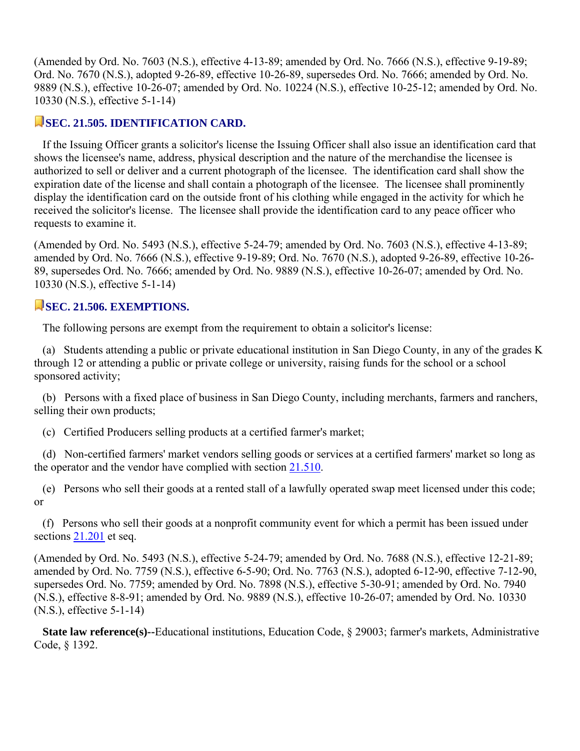(Amended by Ord. No. 7603 (N.S.), effective 4-13-89; amended by Ord. No. 7666 (N.S.), effective 9-19-89; Ord. No. 7670 (N.S.), adopted 9-26-89, effective 10-26-89, supersedes Ord. No. 7666; amended by Ord. No. 9889 (N.S.), effective 10-26-07; amended by Ord. No. 10224 (N.S.), effective 10-25-12; amended by Ord. No. 10330 (N.S.), effective 5-1-14)

### SEC. 21.505. IDENTIFICATION CARD.

If the Issuing Officer grants a solicitor's license the Issuing Officer shall also issue an identification card that shows the licensee's name, address, physical description and the nature of the merchandise the licensee is authorized to sell or deliver and a current photograph of the licensee. The identification card shall show the expiration date of the license and shall contain a photograph of the licensee. The licensee shall prominently display the identification card on the outside front of his clothing while engaged in the activity for which he received the solicitor's license. The licensee shall provide the identification card to any peace officer who requests to examine it.

(Amended by Ord. No. 5493 (N.S.), effective 5-24-79; amended by Ord. No. 7603 (N.S.), effective 4-13-89; amended by Ord. No. 7666 (N.S.), effective 9-19-89; Ord. No. 7670 (N.S.), adopted 9-26-89, effective 10-26-89, supersedes Ord. No. 7666; amended by Ord. No. 9889 (N.S.), effective 10-26-07; amended by Ord. No. 10330 (N.S.), effective 5-1-14)

### SEC. 21.506. EXEMPTIONS.

The following persons are exempt from the requirement to obtain a solicitor's license:

(a) Students attending a public or private educational institution in San Diego County, in any of the grades K through 12 or attending a public or private college or university, raising funds for the school or a school sponsored activity;

(b) Persons with a fixed place of business in San Diego County, including merchants, farmers and ranchers, selling their own products;

(c) Certified Producers selling products at a certified farmer's market;

(d) Non-certified farmers' market vendors selling goods or services at a certified farmers' market so long as the operator and the vendor have complied with section 21.510.

(e) Persons who sell their goods at a rented stall of a lawfully operated swap meet licensed under this code; or

(f) Persons who sell their goods at a nonprofit community event for which a permit has been issued under sections 21.201 et seq.

(Amended by Ord. No. 5493 (N.S.), effective 5-24-79; amended by Ord. No. 7688 (N.S.), effective 12-21-89; amended by Ord. No. 7759 (N.S.), effective 6-5-90; Ord. No. 7763 (N.S.), adopted 6-12-90, effective 7-12-90, supersedes Ord. No. 7759; amended by Ord. No. 7898 (N.S.), effective 5-30-91; amended by Ord. No. 7940 (N.S.), effective 8-8-91; amended by Ord. No. 9889 (N.S.), effective 10-26-07; amended by Ord. No. 10330 (N.S.), effective 5-1-14)

**State law reference(s)**--Educational institutions, Education Code, § 29003; farmer's markets, Administrative Code, § 1392.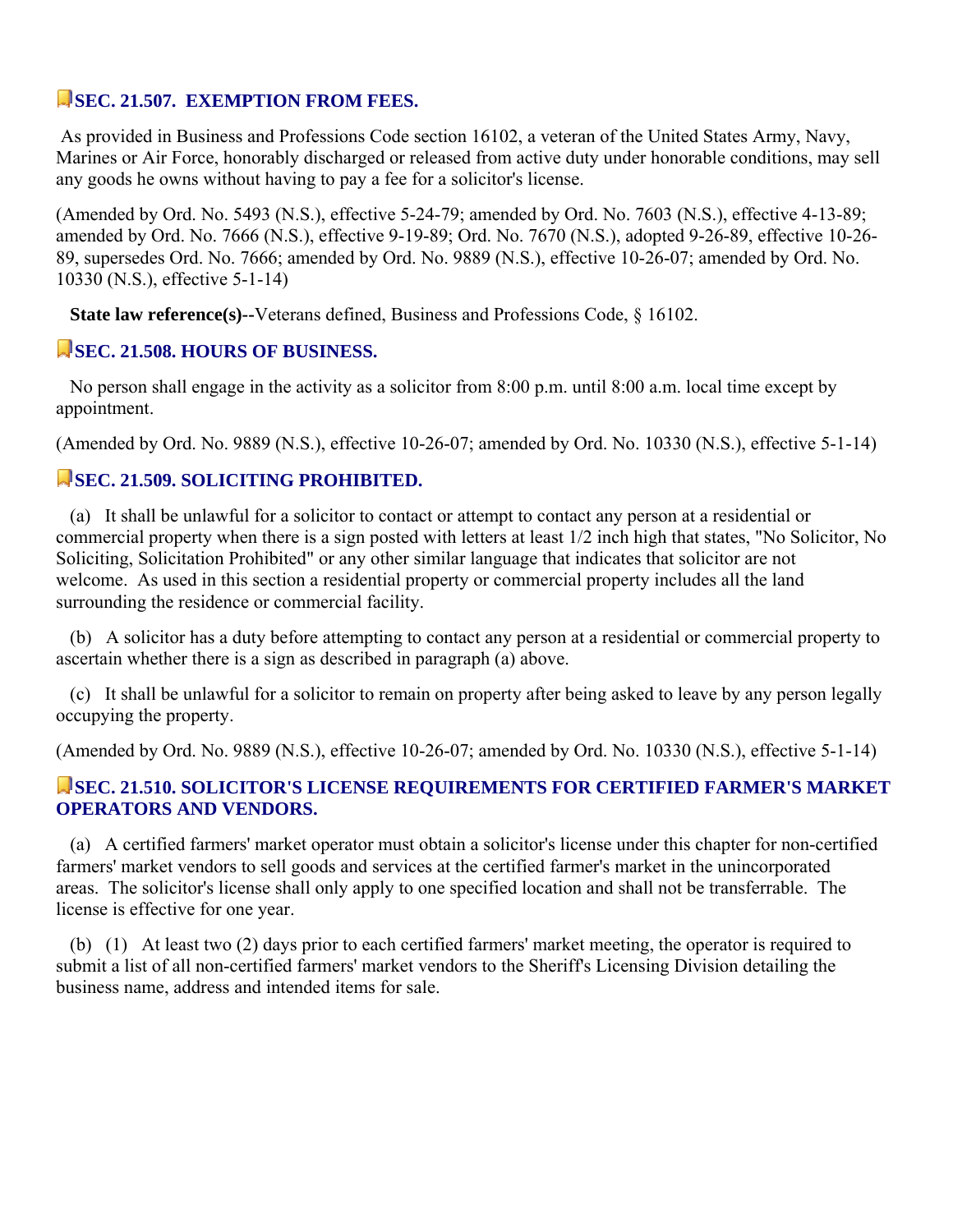### SEC. 21.507. EXEMPTION FROM FEES.

As provided in Business and Professions Code section 16102, a veteran of the United States Army, Navy, Marines or Air Force, honorably discharged or released from active duty under honorable conditions, may sell any goods he owns without having to pay a fee for a solicitor's license.

(Amended by Ord. No. 5493 (N.S.), effective 5-24-79; amended by Ord. No. 7603 (N.S.), effective 4-13-89; amended by Ord. No. 7666 (N.S.), effective 9-19-89; Ord. No. 7670 (N.S.), adopted 9-26-89, effective 10-26-89, supersedes Ord. No. 7666; amended by Ord. No. 9889 (N.S.), effective 10-26-07; amended by Ord. No. 10330 (N.S.), effective 5-1-14)

**State law reference(s)--**Veterans defined, Business and Professions Code, § 16102.

### SEC. 21.508. HOURS OF BUSINESS.

No person shall engage in the activity as a solicitor from 8:00 p.m. until 8:00 a.m. local time except by appointment.

(Amended by Ord. No. 9889 (N.S.), effective 10-26-07; amended by Ord. No. 10330 (N.S.), effective 5-1-14)

### SEC. 21.509. SOLICITING PROHIBITED.

(a) It shall be unlawful for a solicitor to contact or attempt to contact any person at a residential or commercial property when there is a sign posted with letters at least 1/2 inch high that states, "No Solicitor, No Soliciting, Solicitation Prohibited" or any other similar language that indicates that solicitor are not welcome. As used in this section a residential property or commercial property includes all the land surrounding the residence or commercial facility.

(b) A solicitor has a duty before attempting to contact any person at a residential or commercial property to ascertain whether there is a sign as described in paragraph (a) above.

(c) It shall be unlawful for a solicitor to remain on property after being asked to leave by any person legally occupying the property.

(Amended by Ord. No. 9889 (N.S.), effective 10-26-07; amended by Ord. No. 10330 (N.S.), effective 5-1-14)

### SEC. 21.510. SOLICITOR'S LICENSE REQUIREMENTS FOR CERTIFIED FARMER'S MARKET OPERATORS AND VENDORS.

(a) A certified farmers' market operator must obtain a solicitor's license under this chapter for non-certified farmers' market vendors to sell goods and services at the certified farmer's market in the unincorporated areas. The solicitor's license shall only apply to one specified location and shall not be transferrable. The license is effective for one year.

(b) (1) At least two (2) days prior to each certified farmers' market meeting, the operator is required to submit a list of all non-certified farmers' market vendors to the Sheriff's Licensing Division detailing the business name, address and intended items for sale.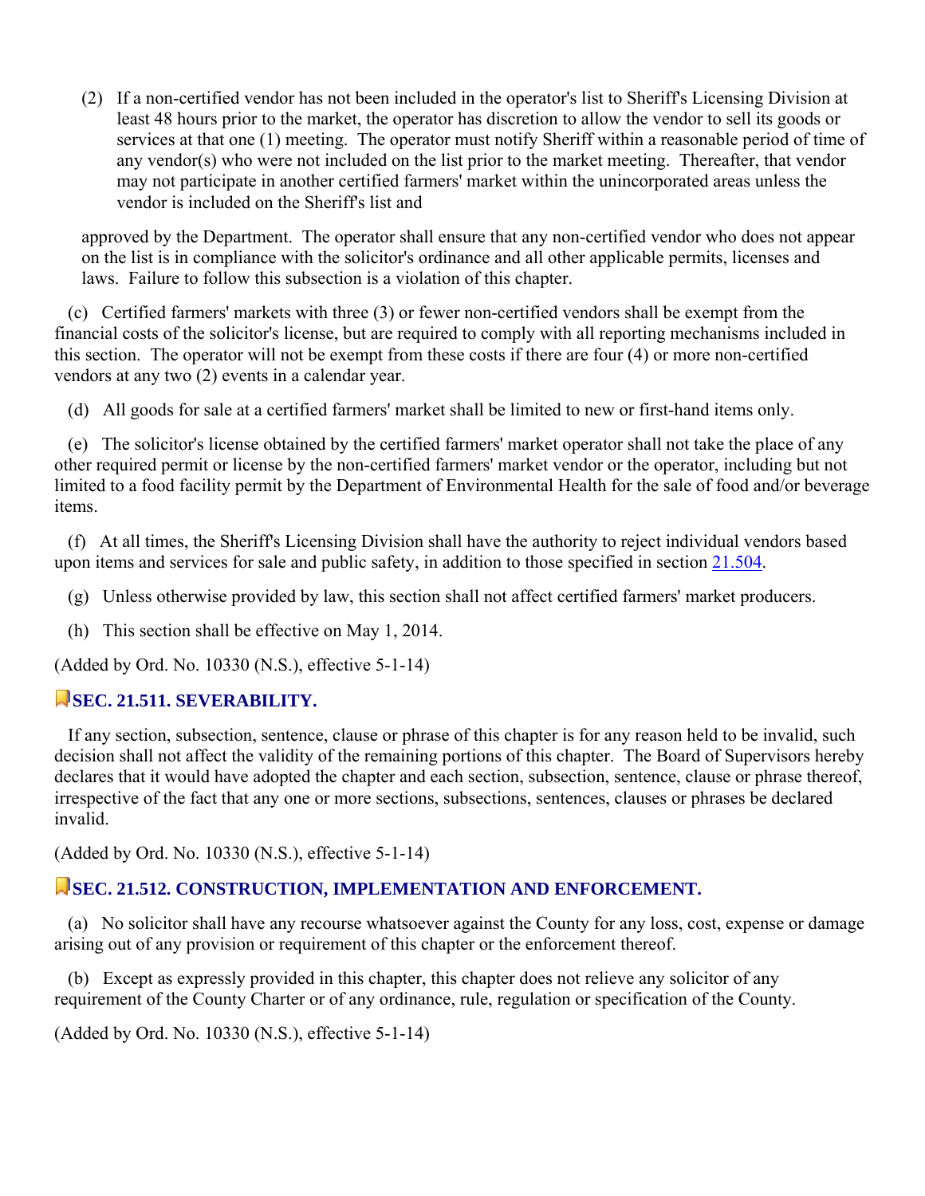(2) If a non-certified vendor has not been included in the operator's list to Sheriff's Licensing Division at least 48 hours prior to the market, the operator has discretion to allow the vendor to sell its goods or services at that one (1) meeting. The operator must notify Sheriff within a reasonable period of time of any vendor(s) who were not included on the list prior to the market meeting. Thereafter, that vendor may not participate in another certified farmers' market within the unincorporated areas unless the vendor is included on the Sheriff's list and approved by the Department. The operator shall ensure that any non-certified vendor who does not appear on the list is in compliance with the solicitor's ordinance and all other applicable permits, licenses and laws. Failure to follow this subsection is a violation of this chapter.

(c) Certified farmers' markets with three (3) or fewer non-certified vendors shall be exempt from the financial costs of the solicitor's license, but are required to comply with all reporting mechanisms included in this section. The operator will not be exempt from these costs if there are four (4) or more non-certified vendors at any two (2) events in a calendar year.

(d) All goods for sale at a certified farmers' market shall be limited to new or first-hand items only.

(e) The solicitor's license obtained by the certified farmers' market operator shall not take the place of any other required permit or license by the non-certified farmers' market vendor or the operator, including but not limited to a food facility permit by the Department of Environmental Health for the sale of food and/or beverage items.

(f) At all times, the Sheriff's Licensing Division shall have the authority to reject individual vendors based upon items and services for sale and public safety, in addition to those specified in section 21.504.

(g) Unless otherwise provided by law, this section shall not affect certified farmers' market producers.

(h) This section shall be effective on May 1, 2014.

(Added by Ord. No. 10330 (N.S.), effective 5-1-14)

### SEC. 21.511. SEVERABILITY.

If any section, subsection, sentence, clause or phrase of this chapter is for any reason held to be invalid, such decision shall not affect the validity of the remaining portions of this chapter. The Board of Supervisors hereby declares that it would have adopted the chapter and each section, subsection, sentence, clause or phrase thereof, irrespective of the fact that any one or more sections, subsections, sentences, clauses or phrases be declared invalid.

(Added by Ord. No. 10330 (N.S.), effective 5-1-14)

### SEC. 21.512. CONSTRUCTION, IMPLEMENTATION AND ENFORCEMENT.

(a) No solicitor shall have any recourse whatsoever against the County for any loss, cost, expense or damage arising out of any provision or requirement of this chapter or the enforcement thereof.

(b) Except as expressly provided in this chapter, this chapter does not relieve any solicitor of any requirement of the County Charter or of any ordinance, rule, regulation or specification of the County.

(Added by Ord. No. 10330 (N.S.), effective 5-1-14)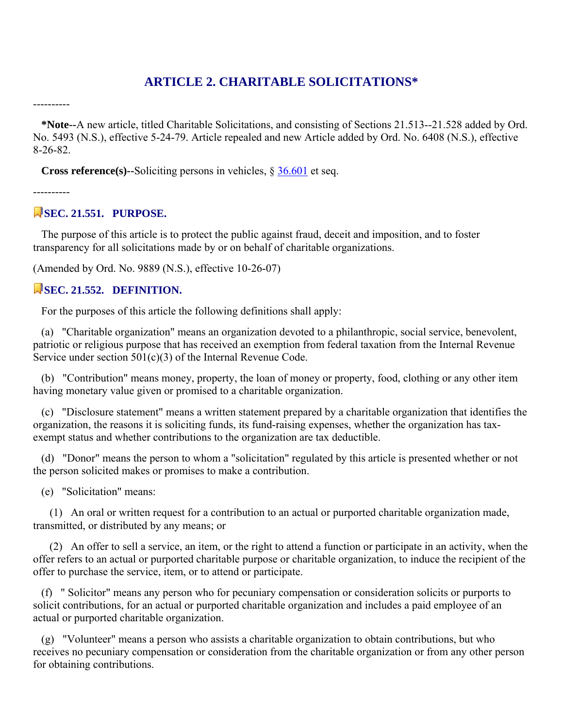# ARTICLE 2. CHARITABLE SOLICITATIONS*

----------

**\*Note--**A new article, titled Charitable Solicitations, and consisting of Sections 21.513--21.528 added by Ord. No. 5493 (N.S.), effective 5-24-79. Article repealed and new Article added by Ord. No. 6408 (N.S.), effective 8-26-82.

**Cross reference(s)--**Soliciting persons in vehicles, § 36.601 et seq.

----------

### SEC. 21.551. PURPOSE.

The purpose of this article is to protect the public against fraud, deceit and imposition, and to foster transparency for all solicitations made by or on behalf of charitable organizations.

(Amended by Ord. No. 9889 (N.S.), effective 10-26-07)

### SEC. 21.552. DEFINITION.

For the purposes of this article the following definitions shall apply:

(a) "Charitable organization" means an organization devoted to a philanthropic, social service, benevolent, patriotic or religious purpose that has received an exemption from federal taxation from the Internal Revenue Service under section 501(c)(3) of the Internal Revenue Code.

(b) "Contribution" means money, property, the loan of money or property, food, clothing or any other item having monetary value given or promised to a charitable organization.

(c) "Disclosure statement" means a written statement prepared by a charitable organization that identifies the organization, the reasons it is soliciting funds, its fund-raising expenses, whether the organization has tax-exempt status and whether contributions to the organization are tax deductible.

(d) "Donor" means the person to whom a "solicitation" regulated by this article is presented whether or not the person solicited makes or promises to make a contribution.

(e) "Solicitation" means:

(1) An oral or written request for a contribution to an actual or purported charitable organization made, transmitted, or distributed by any means; or

(2) An offer to sell a service, an item, or the right to attend a function or participate in an activity, when the offer refers to an actual or purported charitable purpose or charitable organization, to induce the recipient of the offer to purchase the service, item, or to attend or participate.

(f) " Solicitor" means any person who for pecuniary compensation or consideration solicits or purports to solicit contributions, for an actual or purported charitable organization and includes a paid employee of an actual or purported charitable organization.

(g) "Volunteer" means a person who assists a charitable organization to obtain contributions, but who receives no pecuniary compensation or consideration from the charitable organization or from any other person for obtaining contributions.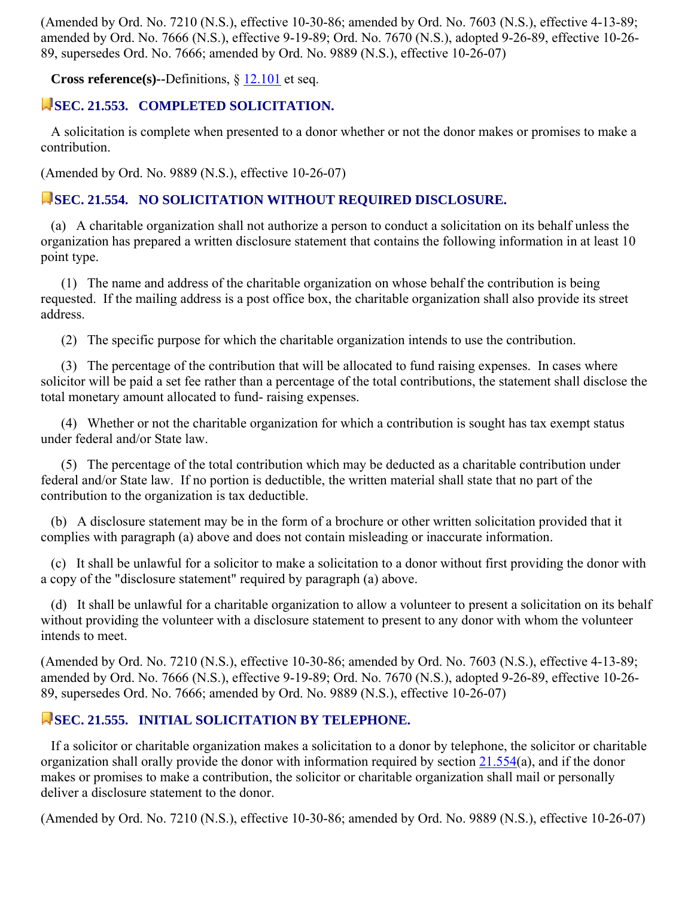(Amended by Ord. No. 7210 (N.S.), effective 10-30-86; amended by Ord. No. 7603 (N.S.), effective 4-13-89; amended by Ord. No. 7666 (N.S.), effective 9-19-89; Ord. No. 7670 (N.S.), adopted 9-26-89, effective 10-26-89, supersedes Ord. No. 7666; amended by Ord. No. 9889 (N.S.), effective 10-26-07)

**Cross reference(s)--**Definitions, § 12.101 et seq.

## SEC. 21.553. COMPLETED SOLICITATION.

A solicitation is complete when presented to a donor whether or not the donor makes or promises to make a contribution.

(Amended by Ord. No. 9889 (N.S.), effective 10-26-07)

## SEC. 21.554. NO SOLICITATION WITHOUT REQUIRED DISCLOSURE.

(a) A charitable organization shall not authorize a person to conduct a solicitation on its behalf unless the organization has prepared a written disclosure statement that contains the following information in at least 10 point type.

(1) The name and address of the charitable organization on whose behalf the contribution is being requested. If the mailing address is a post office box, the charitable organization shall also provide its street address.

(2) The specific purpose for which the charitable organization intends to use the contribution.

(3) The percentage of the contribution that will be allocated to fund raising expenses. In cases where solicitor will be paid a set fee rather than a percentage of the total contributions, the statement shall disclose the total monetary amount allocated to fund- raising expenses.

(4) Whether or not the charitable organization for which a contribution is sought has tax exempt status under federal and/or State law.

(5) The percentage of the total contribution which may be deducted as a charitable contribution under federal and/or State law. If no portion is deductible, the written material shall state that no part of the contribution to the organization is tax deductible.

(b) A disclosure statement may be in the form of a brochure or other written solicitation provided that it complies with paragraph (a) above and does not contain misleading or inaccurate information.

(c) It shall be unlawful for a solicitor to make a solicitation to a donor without first providing the donor with a copy of the "disclosure statement" required by paragraph (a) above.

(d) It shall be unlawful for a charitable organization to allow a volunteer to present a solicitation on its behalf without providing the volunteer with a disclosure statement to present to any donor with whom the volunteer intends to meet.

(Amended by Ord. No. 7210 (N.S.), effective 10-30-86; amended by Ord. No. 7603 (N.S.), effective 4-13-89; amended by Ord. No. 7666 (N.S.), effective 9-19-89; Ord. No. 7670 (N.S.), adopted 9-26-89, effective 10-26-89, supersedes Ord. No. 7666; amended by Ord. No. 9889 (N.S.), effective 10-26-07)

## SEC. 21.555. INITIAL SOLICITATION BY TELEPHONE.

If a solicitor or charitable organization makes a solicitation to a donor by telephone, the solicitor or charitable organization shall orally provide the donor with information required by section 21.554(a), and if the donor makes or promises to make a contribution, the solicitor or charitable organization shall mail or personally deliver a disclosure statement to the donor.

(Amended by Ord. No. 7210 (N.S.), effective 10-30-86; amended by Ord. No. 9889 (N.S.), effective 10-26-07)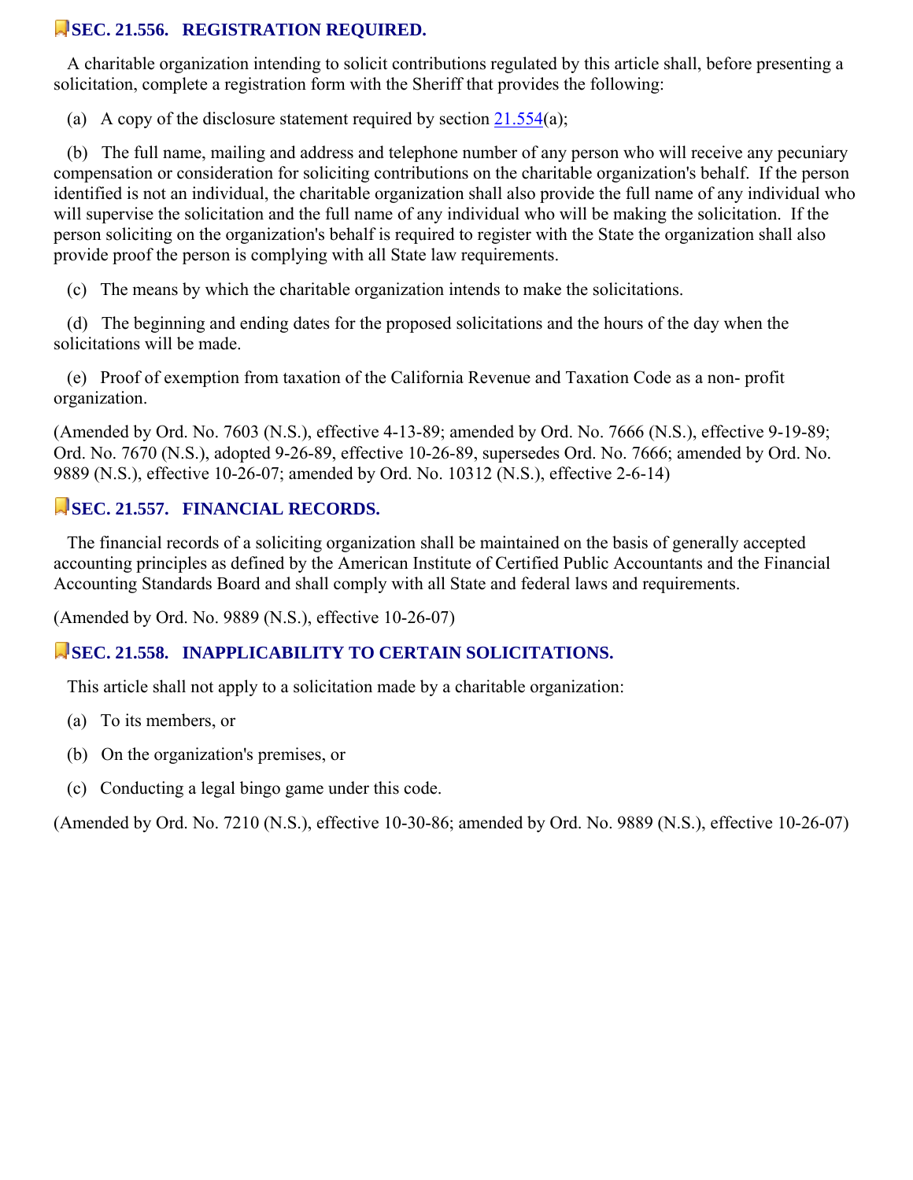## SEC. 21.556. REGISTRATION REQUIRED.

A charitable organization intending to solicit contributions regulated by this article shall, before presenting a solicitation, complete a registration form with the Sheriff that provides the following:

(a) A copy of the disclosure statement required by section 21.554(a);

(b) The full name, mailing and address and telephone number of any person who will receive any pecuniary compensation or consideration for soliciting contributions on the charitable organization's behalf. If the person identified is not an individual, the charitable organization shall also provide the full name of any individual who will supervise the solicitation and the full name of any individual who will be making the solicitation. If the person soliciting on the organization's behalf is required to register with the State the organization shall also provide proof the person is complying with all State law requirements.

(c) The means by which the charitable organization intends to make the solicitations.

(d) The beginning and ending dates for the proposed solicitations and the hours of the day when the solicitations will be made.

(e) Proof of exemption from taxation of the California Revenue and Taxation Code as a non- profit organization.

(Amended by Ord. No. 7603 (N.S.), effective 4-13-89; amended by Ord. No. 7666 (N.S.), effective 9-19-89; Ord. No. 7670 (N.S.), adopted 9-26-89, effective 10-26-89, supersedes Ord. No. 7666; amended by Ord. No. 9889 (N.S.), effective 10-26-07; amended by Ord. No. 10312 (N.S.), effective 2-6-14)

## SEC. 21.557. FINANCIAL RECORDS.

The financial records of a soliciting organization shall be maintained on the basis of generally accepted accounting principles as defined by the American Institute of Certified Public Accountants and the Financial Accounting Standards Board and shall comply with all State and federal laws and requirements.

(Amended by Ord. No. 9889 (N.S.), effective 10-26-07)

## SEC. 21.558. INAPPLICABILITY TO CERTAIN SOLICITATIONS.

This article shall not apply to a solicitation made by a charitable organization:

(a) To its members, or

(b) On the organization's premises, or

(c) Conducting a legal bingo game under this code.

(Amended by Ord. No. 7210 (N.S.), effective 10-30-86; amended by Ord. No. 9889 (N.S.), effective 10-26-07)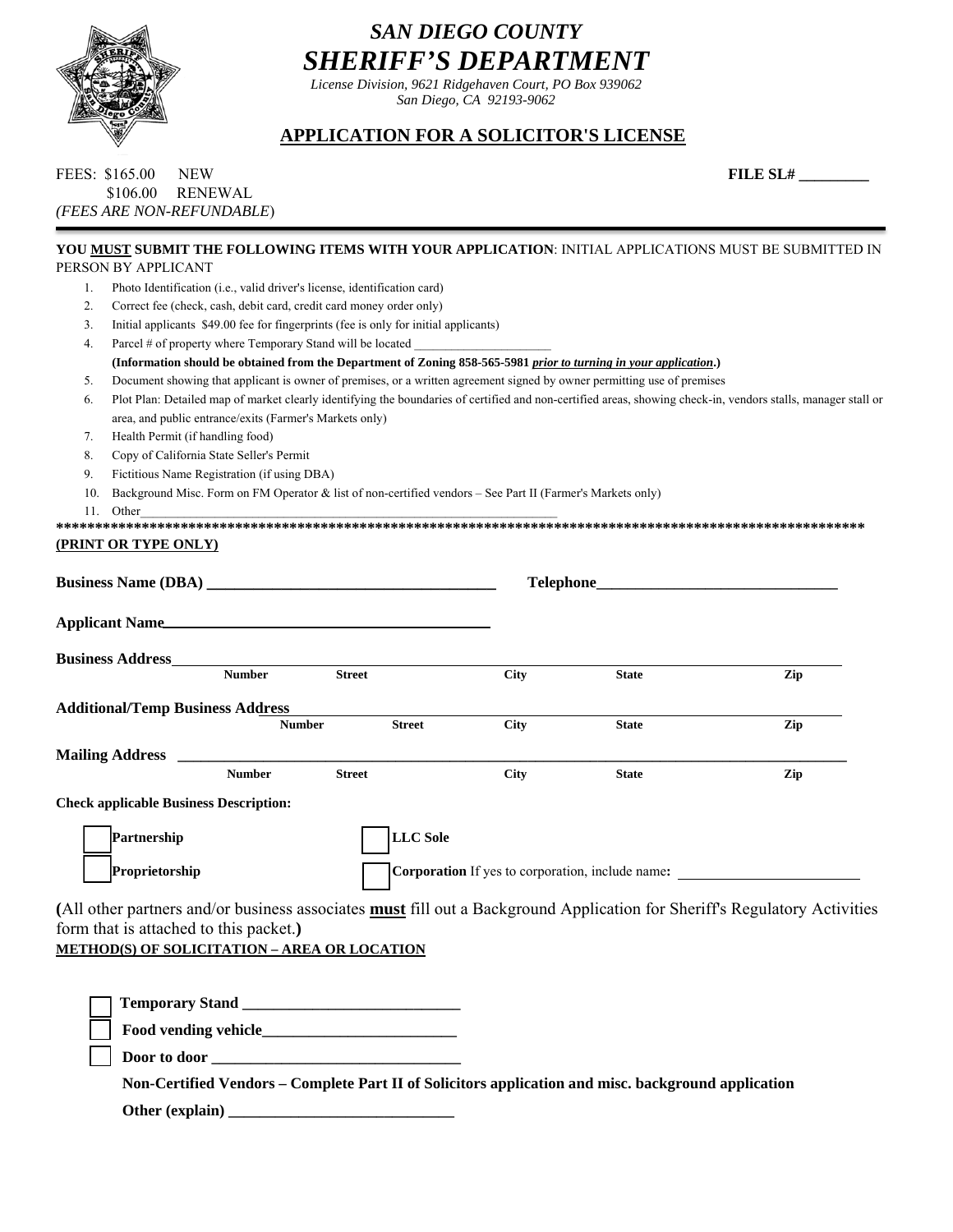# SAN DIEGO COUNTY
# SHERIFF'S DEPARTMENT

*License Division, 9621 Ridgehaven Court, PO Box 939062*
*San Diego, CA 92193-9062*

## APPLICATION FOR A SOLICITOR'S LICENSE

FEES: $165.00 NEW
$106.00 RENEWAL
*(FEES ARE NON-REFUNDABLE)*

**FILE SL# _________**

**YOU MUST SUBMIT THE FOLLOWING ITEMS WITH YOUR APPLICATION**: INITIAL APPLICATIONS MUST BE SUBMITTED IN PERSON BY APPLICANT

1. Photo Identification (i.e., valid driver's license, identification card)
2. Correct fee (check, cash, debit card, credit card money order only)
3. Initial applicants $49.00 fee for fingerprints (fee is only for initial applicants)
4. Parcel # of property where Temporary Stand will be located _____________________
   **(Information should be obtained from the Department of Zoning 858-565-5981 *prior to turning in your application*.)**
5. Document showing that applicant is owner of premises, or a written agreement signed by owner permitting use of premises
6. Plot Plan: Detailed map of market clearly identifying the boundaries of certified and non-certified areas, showing check-in, vendors stalls, manager stall or area, and public entrance/exits (Farmer's Markets only)
7. Health Permit (if handling food)
8. Copy of California State Seller's Permit
9. Fictitious Name Registration (if using DBA)
10. Background Misc. Form on FM Operator & list of non-certified vendors – See Part II (Farmer's Markets only)
11. Other_____________________________________________________________

****************************************************************************************************

**(PRINT OR TYPE ONLY)**

**Business Name (DBA)** _____________________________________ **Telephone**______________________________

**Applicant Name**__________________________________________

**Business Address**____________________________________________________________________________
Number Street City State Zip

**Additional/Temp Business Address**________________________________________________________________
Number Street City State Zip

**Mailing Address** ____________________________________________________________________________
Number Street City State Zip

**Check applicable Business Description:**

☐ **Partnership** ☐ **LLC Sole**

☐ **Proprietorship** ☐ **Corporation** If yes to corporation, include name: ________________________

**(**All other partners and/or business associates **must** fill out a Background Application for Sheriff's Regulatory Activities form that is attached to this packet.**)**

**METHOD(S) OF SOLICITATION – AREA OR LOCATION**

☐ **Temporary Stand** ____________________________

☐ **Food vending vehicle**_________________________

☐ **Door to door** _______________________________

**Non-Certified Vendors – Complete Part II of Solicitors application and misc. background application**

**Other (explain)** _____________________________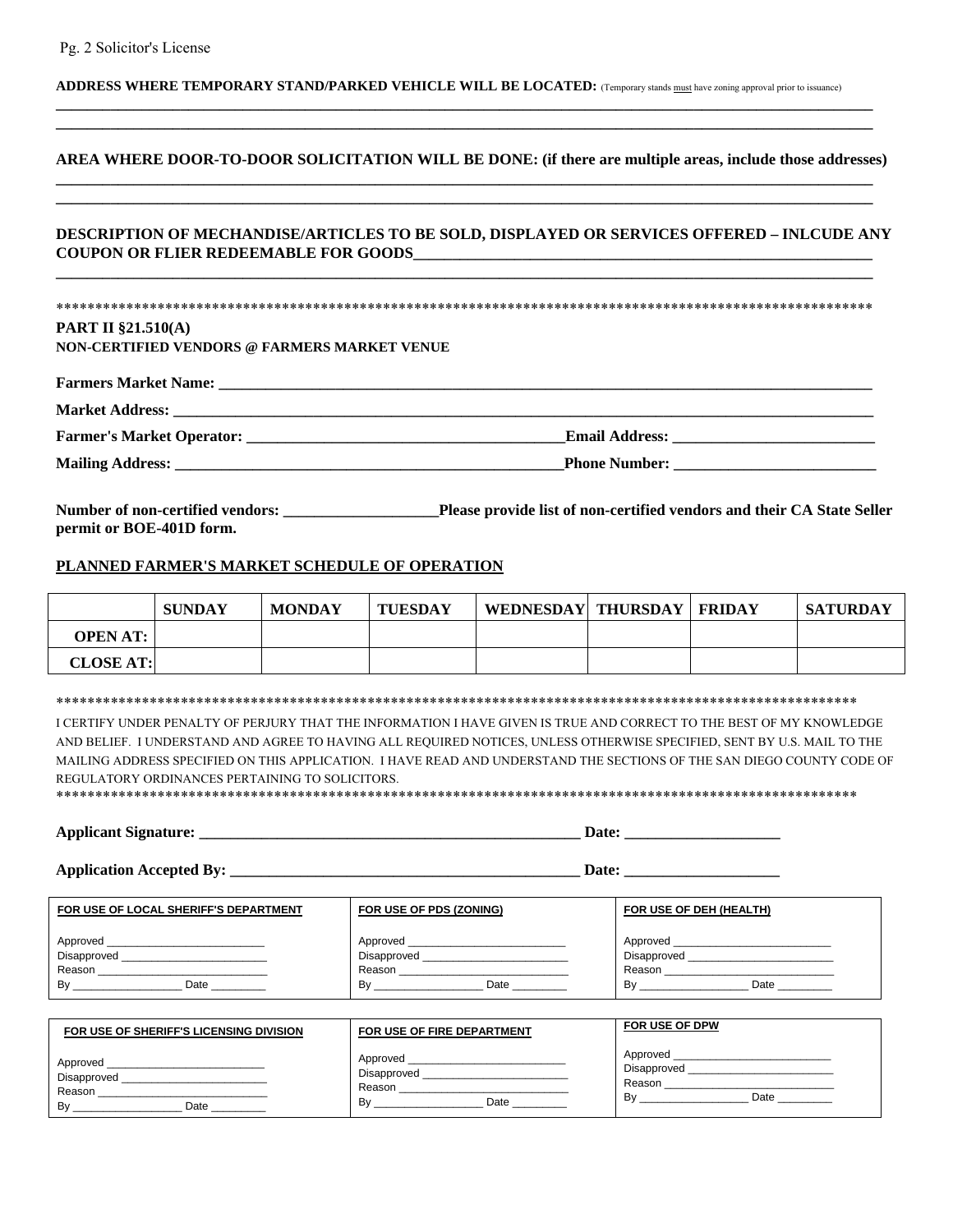Pg. 2 Solicitor's License

**ADDRESS WHERE TEMPORARY STAND/PARKED VEHICLE WILL BE LOCATED:** (Temporary stands must have zoning approval prior to issuance)

___________________________________________________________________________

___________________________________________________________________________

**AREA WHERE DOOR-TO-DOOR SOLICITATION WILL BE DONE: (if there are multiple areas, include those addresses)**

___________________________________________________________________________

___________________________________________________________________________

**DESCRIPTION OF MECHANDISE/ARTICLES TO BE SOLD, DISPLAYED OR SERVICES OFFERED – INLCUDE ANY COUPON OR FLIER REDEEMABLE FOR GOODS**___________________________________________

___________________________________________________________________________

*****************************************************************************************************************

**PART II §21.510(A)**

**NON-CERTIFIED VENDORS @ FARMERS MARKET VENUE**

**Farmers Market Name:** ___________________________________________________________

**Market Address:** ________________________________________________________________

**Farmer's Market Operator:** ______________________________ **Email Address:** ____________________

**Mailing Address:** ______________________________________ **Phone Number:** ____________________

**Number of non-certified vendors:** ____________________ **Please provide list of non-certified vendors and their CA State Seller permit or BOE-401D form.**

**PLANNED FARMER'S MARKET SCHEDULE OF OPERATION**

| | SUNDAY | MONDAY | TUESDAY | WEDNESDAY | THURSDAY | FRIDAY | SATURDAY |
|---|---|---|---|---|---|---|---|
| OPEN AT: | | | | | | | |
| CLOSE AT: | | | | | | | |

*****************************************************************************************************************

I CERTIFY UNDER PENALTY OF PERJURY THAT THE INFORMATION I HAVE GIVEN IS TRUE AND CORRECT TO THE BEST OF MY KNOWLEDGE AND BELIEF. I UNDERSTAND AND AGREE TO HAVING ALL REQUIRED NOTICES, UNLESS OTHERWISE SPECIFIED, SENT BY U.S. MAIL TO THE MAILING ADDRESS SPECIFIED ON THIS APPLICATION. I HAVE READ AND UNDERSTAND THE SECTIONS OF THE SAN DIEGO COUNTY CODE OF REGULATORY ORDINANCES PERTAINING TO SOLICITORS.

*****************************************************************************************************************

**Applicant Signature:** ____________________________________________ **Date:** ____________________

**Application Accepted By:** ________________________________________ **Date:** ____________________

| FOR USE OF LOCAL SHERIFF'S DEPARTMENT | FOR USE OF PDS (ZONING) | FOR USE OF DEH (HEALTH) |
|---|---|---|
| Approved ____________________ | Approved ____________________ | Approved ____________________ |
| Disapproved __________________ | Disapproved __________________ | Disapproved __________________ |
| Reason ______________________ | Reason ______________________ | Reason ______________________ |
| By ______________ Date ________ | By ______________ Date ________ | By ______________ Date ________ |

| FOR USE OF SHERIFF'S LICENSING DIVISION | FOR USE OF FIRE DEPARTMENT | FOR USE OF DPW |
|---|---|---|
| Approved ____________________ | Approved ____________________ | Approved ____________________ |
| Disapproved __________________ | Disapproved __________________ | Disapproved __________________ |
| Reason ______________________ | Reason ______________________ | Reason ______________________ |
| By ______________ Date ________ | By ______________ Date ________ | By ______________ Date ________ |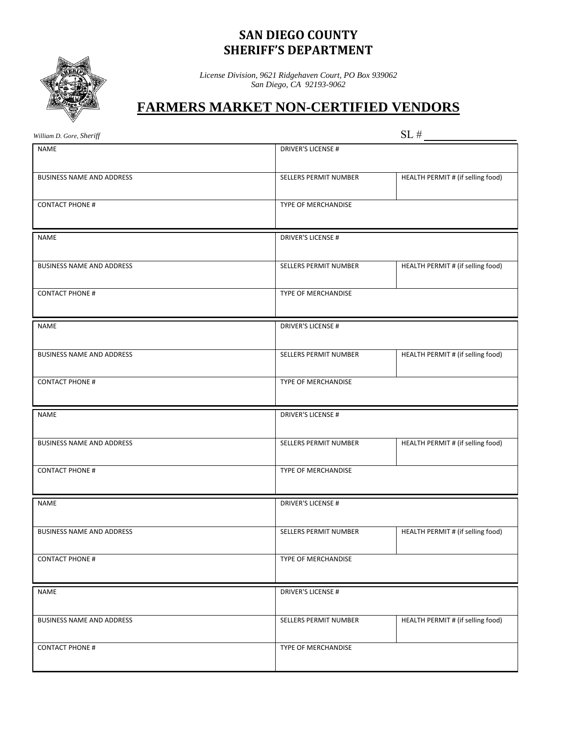# SAN DIEGO COUNTY
# SHERIFF'S DEPARTMENT

*License Division, 9621 Ridgehaven Court, PO Box 939062*
*San Diego, CA 92193-9062*

## FARMERS MARKET NON-CERTIFIED VENDORS

*William D. Gore, Sheriff*

SL # ______________

| NAME | DRIVER'S LICENSE # | |
|---|---|---|
| BUSINESS NAME AND ADDRESS | SELLERS PERMIT NUMBER | HEALTH PERMIT # (if selling food) |
| CONTACT PHONE # | TYPE OF MERCHANDISE | |

| NAME | DRIVER'S LICENSE # | |
|---|---|---|
| BUSINESS NAME AND ADDRESS | SELLERS PERMIT NUMBER | HEALTH PERMIT # (if selling food) |
| CONTACT PHONE # | TYPE OF MERCHANDISE | |

| NAME | DRIVER'S LICENSE # | |
|---|---|---|
| BUSINESS NAME AND ADDRESS | SELLERS PERMIT NUMBER | HEALTH PERMIT # (if selling food) |
| CONTACT PHONE # | TYPE OF MERCHANDISE | |

| NAME | DRIVER'S LICENSE # | |
|---|---|---|
| BUSINESS NAME AND ADDRESS | SELLERS PERMIT NUMBER | HEALTH PERMIT # (if selling food) |
| CONTACT PHONE # | TYPE OF MERCHANDISE | |

| NAME | DRIVER'S LICENSE # | |
|---|---|---|
| BUSINESS NAME AND ADDRESS | SELLERS PERMIT NUMBER | HEALTH PERMIT # (if selling food) |
| CONTACT PHONE # | TYPE OF MERCHANDISE | |

| NAME | DRIVER'S LICENSE # | |
|---|---|---|
| BUSINESS NAME AND ADDRESS | SELLERS PERMIT NUMBER | HEALTH PERMIT # (if selling food) |
| CONTACT PHONE # | TYPE OF MERCHANDISE | |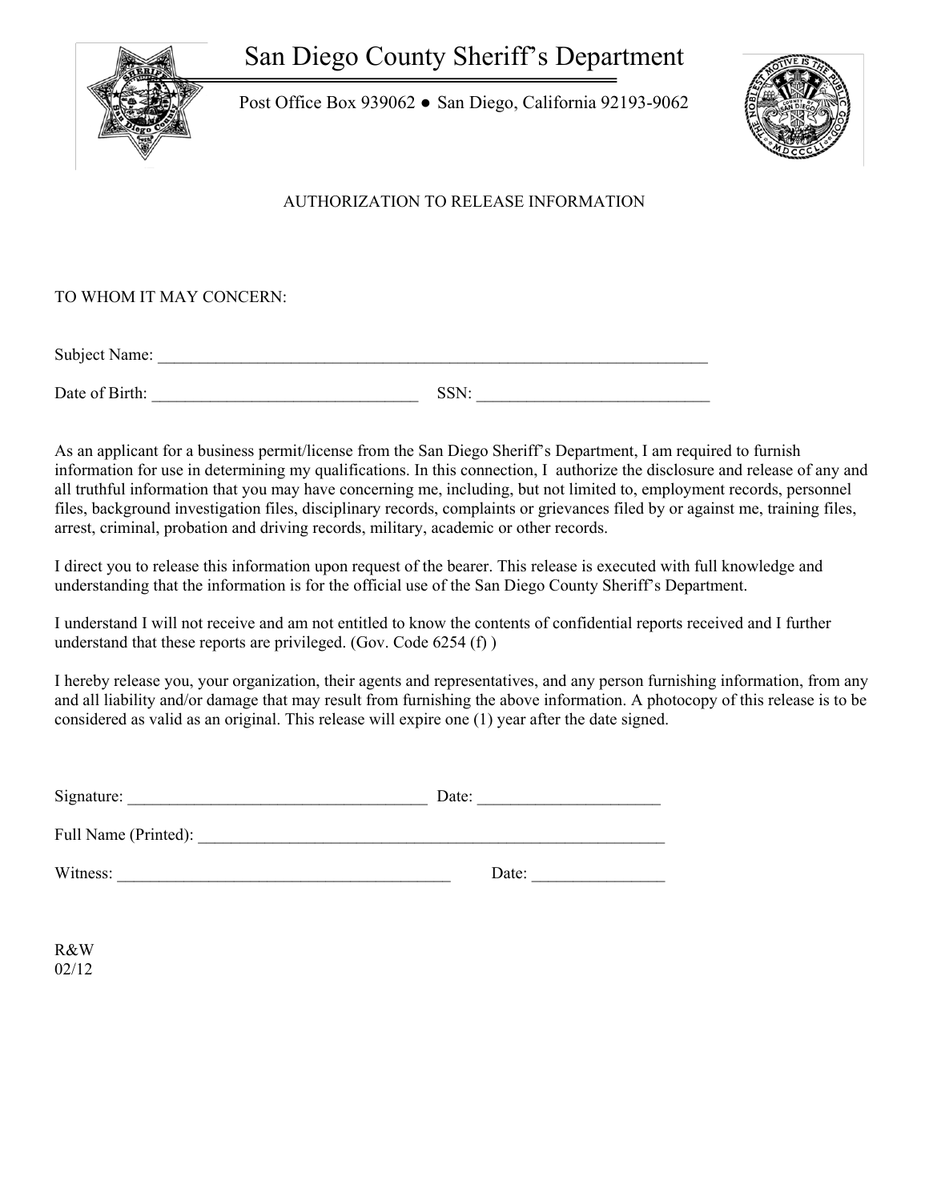# San Diego County Sheriff's Department

Post Office Box 939062 ● San Diego, California 92193-9062

AUTHORIZATION TO RELEASE INFORMATION

TO WHOM IT MAY CONCERN:

Subject Name: ______________________________________________________________________

Date of Birth: _________________________________ SSN: _____________________________

As an applicant for a business permit/license from the San Diego Sheriff's Department, I am required to furnish information for use in determining my qualifications. In this connection, I authorize the disclosure and release of any and all truthful information that you may have concerning me, including, but not limited to, employment records, personnel files, background investigation files, disciplinary records, complaints or grievances filed by or against me, training files, arrest, criminal, probation and driving records, military, academic or other records.

I direct you to release this information upon request of the bearer. This release is executed with full knowledge and understanding that the information is for the official use of the San Diego County Sheriff's Department.

I understand I will not receive and am not entitled to know the contents of confidential reports received and I further understand that these reports are privileged. (Gov. Code 6254 (f) )

I hereby release you, your organization, their agents and representatives, and any person furnishing information, from any and all liability and/or damage that may result from furnishing the above information. A photocopy of this release is to be considered as valid as an original. This release will expire one (1) year after the date signed.

Signature: ______________________________________ Date: ______________________

Full Name (Printed): ___________________________________________________________

Witness: __________________________________________ Date: ________________

R&W
02/12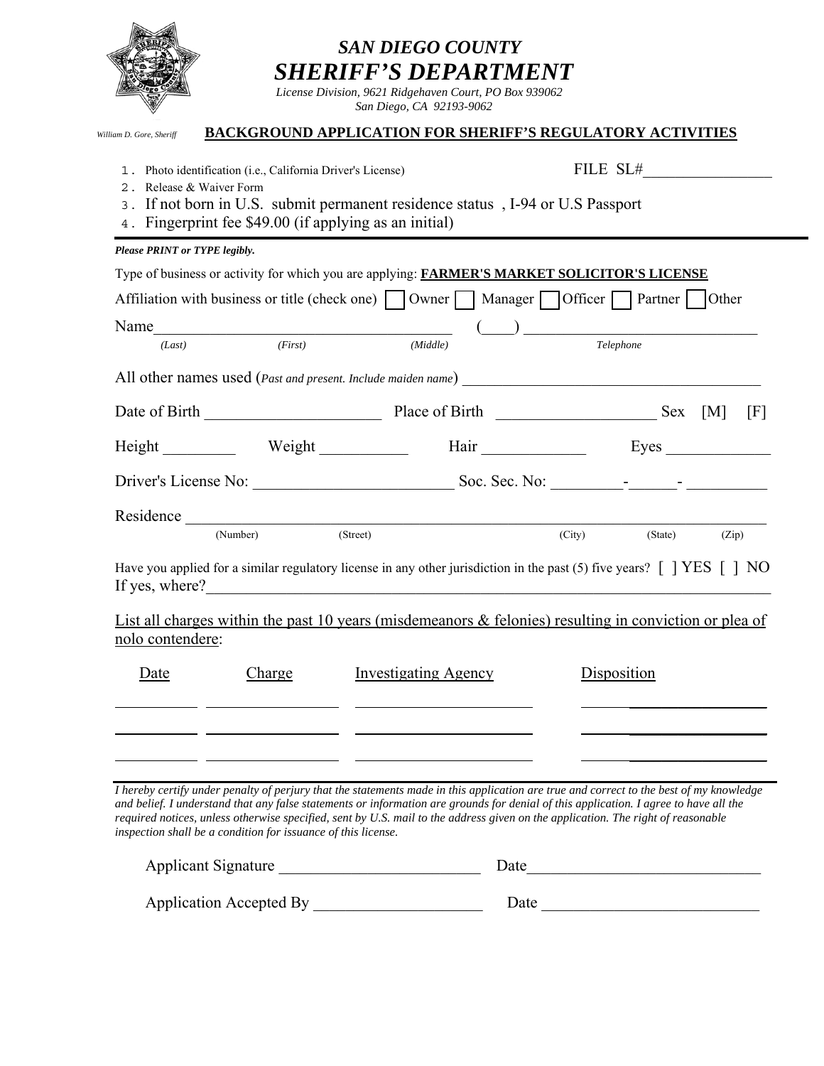# SAN DIEGO COUNTY
# SHERIFF'S DEPARTMENT

*License Division, 9621 Ridgehaven Court, PO Box 939062*
*San Diego, CA 92193-9062*

*William D. Gore, Sheriff*

## BACKGROUND APPLICATION FOR SHERIFF'S REGULATORY ACTIVITIES

FILE SL#________________

1. Photo identification (i.e., California Driver's License)
2. Release & Waiver Form
3. If not born in U.S. submit permanent residence status , I-94 or U.S Passport
4. Fingerprint fee $49.00 (if applying as an initial)

***Please PRINT or TYPE legibly.***

Type of business or activity for which you are applying: **FARMER'S MARKET SOLICITOR'S LICENSE**

Affiliation with business or title (check one) [ ] Owner [ ] Manager [ ] Officer [ ] Partner [ ] Other

Name_____________________________________ (____) ____________________________

*(Last)* *(First)* *(Middle)* *Telephone*

All other names used (*Past and present. Include maiden name*) ____________________________________

Date of Birth ______________________ Place of Birth ____________________ Sex [M] [F]

Height _________ Weight ___________ Hair _____________ Eyes _____________

Driver's License No: ________________________ Soc. Sec. No: _________-______- __________

Residence ____________________________________________________________________

(Number) (Street) (City) (State) (Zip)

Have you applied for a similar regulatory license in any other jurisdiction in the past (5) five years? [ ] YES [ ] NO
If yes, where?_______________________________________________________________________

List all charges within the past 10 years (misdemeanors & felonies) resulting in conviction or plea of nolo contendere:

| Date | Charge | Investigating Agency | Disposition |
|---|---|---|---|
| | | | |
| | | | |
| | | | |

*I hereby certify under penalty of perjury that the statements made in this application are true and correct to the best of my knowledge and belief. I understand that any false statements or information are grounds for denial of this application. I agree to have all the required notices, unless otherwise specified, sent by U.S. mail to the address given on the application. The right of reasonable inspection shall be a condition for issuance of this license.*

Applicant Signature _________________________ Date____________________________

Application Accepted By ____________________ Date __________________________